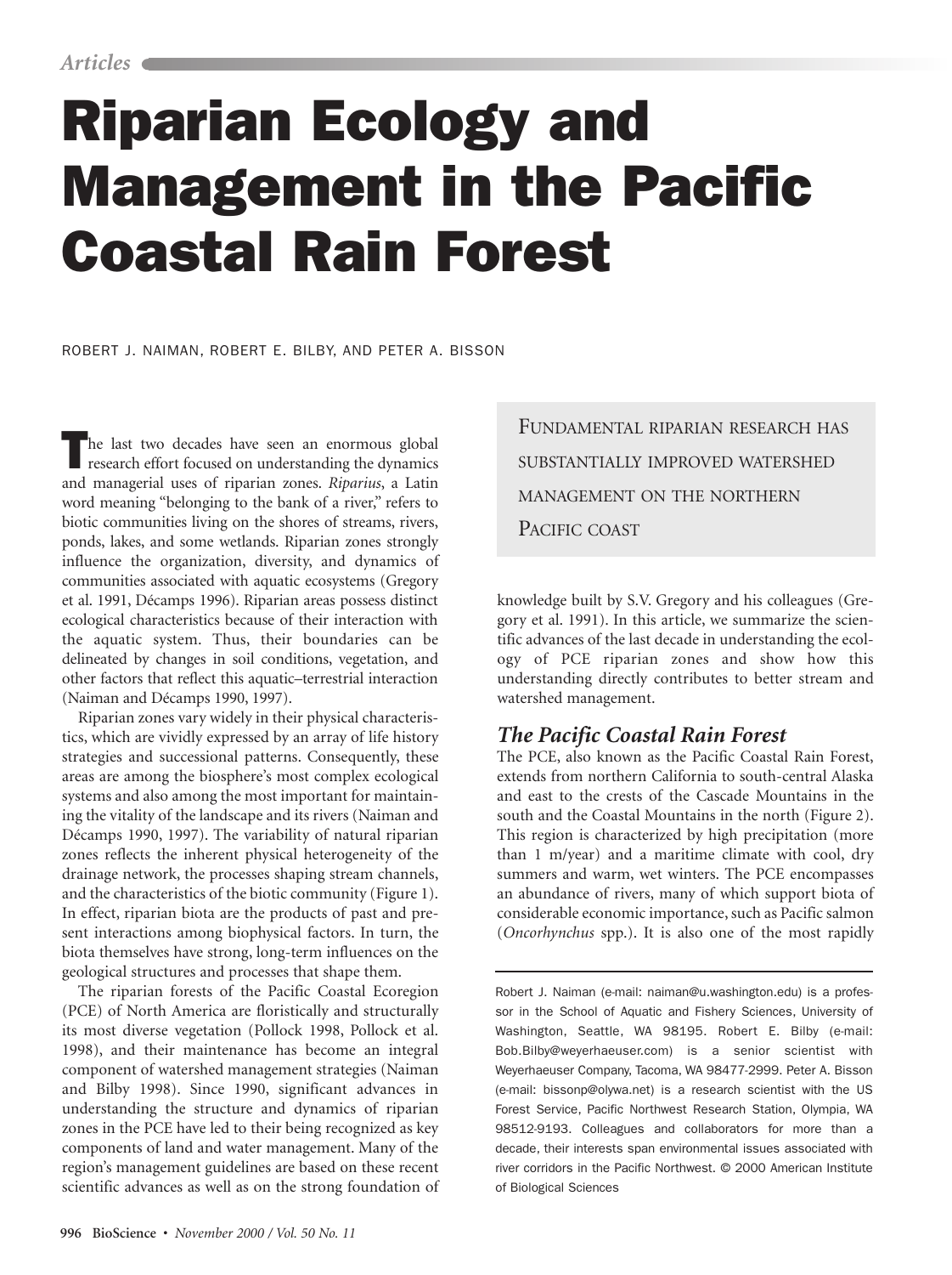*Articles*

# Riparian Ecology and Management in the Pacific Coastal Rain Forest

ROBERT J. NAIMAN, ROBERT E. BILBY, AND PETER A. BISSON

FUNDAMENTAL RIPARIAN RESEARCH HAS SUBSTANTIALLY IMPROVED WATERSHED MANAGEMENT ON THE NORTHERN PACIFIC COAST

The last two decades have seen an enormous global research effort focused on understanding the dynamics and managerial uses of riparian zones. *Riparius*, a Latin word meaning "belonging to the bank of a river," refers to biotic communities living on the shores of streams, rivers, ponds, lakes, and some wetlands. Riparian zones strongly influence the organization, diversity, and dynamics of communities associated with aquatic ecosystems (Gregory et al. 1991, Décamps 1996). Riparian areas possess distinct ecological characteristics because of their interaction with the aquatic system. Thus, their boundaries can be delineated by changes in soil conditions, vegetation, and other factors that reflect this aquatic–terrestrial interaction (Naiman and Décamps 1990, 1997).

Riparian zones vary widely in their physical characteristics, which are vividly expressed by an array of life history strategies and successional patterns. Consequently, these areas are among the biosphere's most complex ecological systems and also among the most important for maintaining the vitality of the landscape and its rivers (Naiman and Décamps 1990, 1997). The variability of natural riparian zones reflects the inherent physical heterogeneity of the drainage network, the processes shaping stream channels, and the characteristics of the biotic community (Figure 1). In effect, riparian biota are the products of past and present interactions among biophysical factors. In turn, the biota themselves have strong, long-term influences on the geological structures and processes that shape them.

The riparian forests of the Pacific Coastal Ecoregion (PCE) of North America are floristically and structurally its most diverse vegetation (Pollock 1998, Pollock et al. 1998), and their maintenance has become an integral component of watershed management strategies (Naiman and Bilby 1998). Since 1990, significant advances in understanding the structure and dynamics of riparian zones in the PCE have led to their being recognized as key components of land and water management. Many of the region's management guidelines are based on these recent scientific advances as well as on the strong foundation of knowledge built by S.V. Gregory and his colleagues (Gregory et al. 1991). In this article, we summarize the scientific advances of the last decade in understanding the ecology of PCE riparian zones and show how this understanding directly contributes to better stream and watershed management.

## *The Pacific Coastal Rain Forest*

The PCE, also known as the Pacific Coastal Rain Forest, extends from northern California to south-central Alaska and east to the crests of the Cascade Mountains in the south and the Coastal Mountains in the north (Figure 2). This region is characterized by high precipitation (more than 1 m/year) and a maritime climate with cool, dry summers and warm, wet winters. The PCE encompasses an abundance of rivers, many of which support biota of considerable economic importance, such as Pacific salmon (*Oncorhynchus* spp.). It is also one of the most rapidly

Robert J. Naiman (e-mail: naiman@u.washington.edu) is a professor in the School of Aquatic and Fishery Sciences, University of Washington, Seattle, WA 98195. Robert E. Bilby (e-mail: Bob.Bilby@weyerhaeuser.com) is a senior scientist with Weyerhaeuser Company, Tacoma, WA 98477-2999. Peter A. Bisson (e-mail: bissonp@olywa.net) is a research scientist with the US Forest Service, Pacific Northwest Research Station, Olympia, WA 98512-9193. Colleagues and collaborators for more than a decade, their interests span environmental issues associated with river corridors in the Pacific Northwest. © 2000 American Institute of Biological Sciences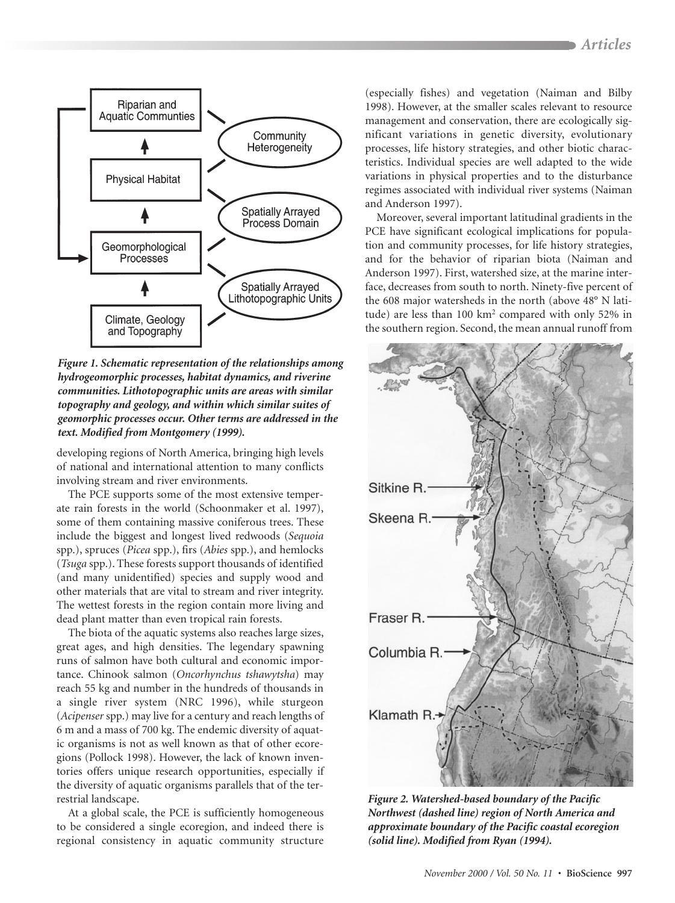*Figure 1. Schematic representation of the relationships among hydrogeomorphic processes, habitat dynamics, and riverine communities. Lithotopographic units are areas with similar topography and geology, and within which similar suites of geomorphic processes occur. Other terms are addressed in the text. Modified from Montgomery (1999).*

developing regions of North America, bringing high levels of national and international attention to many conflicts involving stream and river environments.

The PCE supports some of the most extensive temperate rain forests in the world (Schoonmaker et al. 1997), some of them containing massive coniferous trees. These include the biggest and longest lived redwoods (*Sequoia* spp.), spruces (*Picea* spp.), firs (*Abies* spp.), and hemlocks (*Tsuga* spp.). These forests support thousands of identified (and many unidentified) species and supply wood and other materials that are vital to stream and river integrity. The wettest forests in the region contain more living and dead plant matter than even tropical rain forests.

The biota of the aquatic systems also reaches large sizes, great ages, and high densities. The legendary spawning runs of salmon have both cultural and economic importance. Chinook salmon (*Oncorhynchus tshawytsha*) may reach 55 kg and number in the hundreds of thousands in a single river system (NRC 1996), while sturgeon (*Acipenser* spp.) may live for a century and reach lengths of 6 m and a mass of 700 kg. The endemic diversity of aquatic organisms is not as well known as that of other ecoregions (Pollock 1998). However, the lack of known inventories offers unique research opportunities, especially if the diversity of aquatic organisms parallels that of the terrestrial landscape.

At a global scale, the PCE is sufficiently homogeneous to be considered a single ecoregion, and indeed there is regional consistency in aquatic community structure (especially fishes) and vegetation (Naiman and Bilby 1998). However, at the smaller scales relevant to resource management and conservation, there are ecologically significant variations in genetic diversity, evolutionary processes, life history strategies, and other biotic characteristics. Individual species are well adapted to the wide variations in physical properties and to the disturbance regimes associated with individual river systems (Naiman and Anderson 1997).

Moreover, several important latitudinal gradients in the PCE have significant ecological implications for population and community processes, for life history strategies, and for the behavior of riparian biota (Naiman and Anderson 1997). First, watershed size, at the marine interface, decreases from south to north. Ninety-five percent of the 608 major watersheds in the north (above 48° N latitude) are less than 100 km$^2$ compared with only 52% in the southern region. Second, the mean annual runoff from

*Figure 2. Watershed-based boundary of the Pacific Northwest (dashed line) region of North America and approximate boundary of the Pacific coastal ecoregion (solid line). Modified from Ryan (1994).*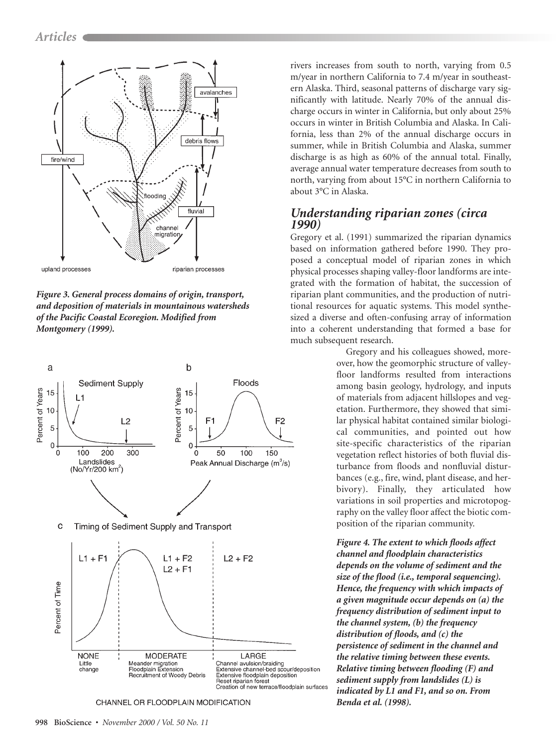*Figure 3. General process domains of origin, transport, and deposition of materials in mountainous watersheds of the Pacific Coastal Ecoregion. Modified from Montgomery (1999).*

*Figure 4. The extent to which floods affect channel and floodplain characteristics depends on the volume of sediment and the size of the flood (i.e., temporal sequencing). Hence, the frequency with which impacts of a given magnitude occur depends on (a) the frequency distribution of sediment input to the channel system, (b) the frequency distribution of floods, and (c) the persistence of sediment in the channel and the relative timing between these events. Relative timing between flooding (F) and sediment supply from landslides (L) is indicated by L1 and F1, and so on. From Benda et al. (1998).*

rivers increases from south to north, varying from 0.5 m/year in northern California to 7.4 m/year in southeastern Alaska. Third, seasonal patterns of discharge vary significantly with latitude. Nearly 70% of the annual discharge occurs in winter in California, but only about 25% occurs in winter in British Columbia and Alaska. In California, less than 2% of the annual discharge occurs in summer, while in British Columbia and Alaska, summer discharge is as high as 60% of the annual total. Finally, average annual water temperature decreases from south to north, varying from about 15°C in northern California to about 3°C in Alaska.

## Understanding riparian zones (circa 1990)

Gregory et al. (1991) summarized the riparian dynamics based on information gathered before 1990. They proposed a conceptual model of riparian zones in which physical processes shaping valley-floor landforms are integrated with the formation of habitat, the succession of riparian plant communities, and the production of nutritional resources for aquatic systems. This model synthesized a diverse and often-confusing array of information into a coherent understanding that formed a base for much subsequent research.

Gregory and his colleagues showed, moreover, how the geomorphic structure of valley-floor landforms resulted from interactions among basin geology, hydrology, and inputs of materials from adjacent hillslopes and vegetation. Furthermore, they showed that similar physical habitat contained similar biological communities, and pointed out how site-specific characteristics of the riparian vegetation reflect histories of both fluvial disturbance from floods and nonfluvial disturbances (e.g., fire, wind, plant disease, and herbivory). Finally, they articulated how variations in soil properties and microtopography on the valley floor affect the biotic composition of the riparian community.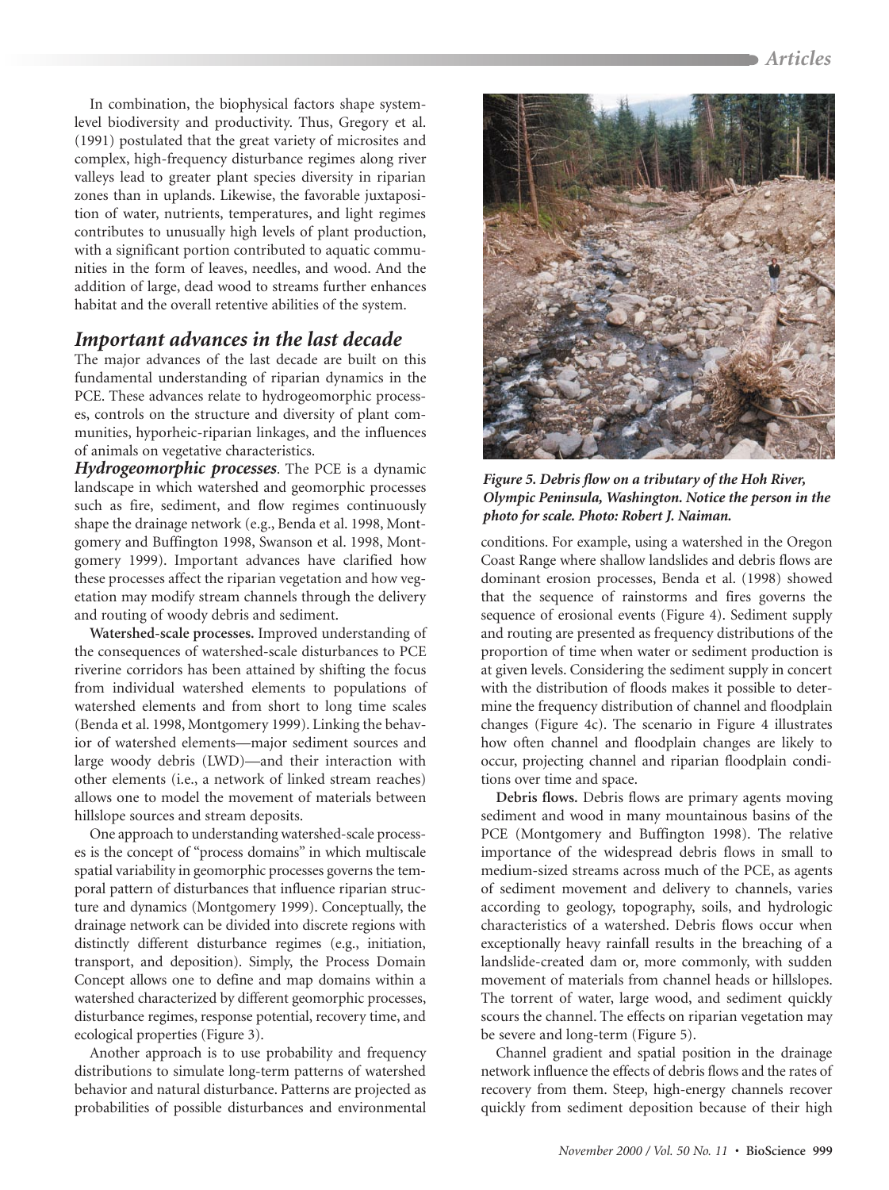In combination, the biophysical factors shape system-level biodiversity and productivity. Thus, Gregory et al. (1991) postulated that the great variety of microsites and complex, high-frequency disturbance regimes along river valleys lead to greater plant species diversity in riparian zones than in uplands. Likewise, the favorable juxtaposition of water, nutrients, temperatures, and light regimes contributes to unusually high levels of plant production, with a significant portion contributed to aquatic communities in the form of leaves, needles, and wood. And the addition of large, dead wood to streams further enhances habitat and the overall retentive abilities of the system.

## *Important advances in the last decade*

The major advances of the last decade are built on this fundamental understanding of riparian dynamics in the PCE. These advances relate to hydrogeomorphic processes, controls on the structure and diversity of plant communities, hyporheic-riparian linkages, and the influences of animals on vegetative characteristics.

***Hydrogeomorphic processes***. The PCE is a dynamic landscape in which watershed and geomorphic processes such as fire, sediment, and flow regimes continuously shape the drainage network (e.g., Benda et al. 1998, Montgomery and Buffington 1998, Swanson et al. 1998, Montgomery 1999). Important advances have clarified how these processes affect the riparian vegetation and how vegetation may modify stream channels through the delivery and routing of woody debris and sediment.

**Watershed-scale processes.** Improved understanding of the consequences of watershed-scale disturbances to PCE riverine corridors has been attained by shifting the focus from individual watershed elements to populations of watershed elements and from short to long time scales (Benda et al. 1998, Montgomery 1999). Linking the behavior of watershed elements—major sediment sources and large woody debris (LWD)—and their interaction with other elements (i.e., a network of linked stream reaches) allows one to model the movement of materials between hillslope sources and stream deposits.

One approach to understanding watershed-scale processes is the concept of "process domains" in which multiscale spatial variability in geomorphic processes governs the temporal pattern of disturbances that influence riparian structure and dynamics (Montgomery 1999). Conceptually, the drainage network can be divided into discrete regions with distinctly different disturbance regimes (e.g., initiation, transport, and deposition). Simply, the Process Domain Concept allows one to define and map domains within a watershed characterized by different geomorphic processes, disturbance regimes, response potential, recovery time, and ecological properties (Figure 3).

Another approach is to use probability and frequency distributions to simulate long-term patterns of watershed behavior and natural disturbance. Patterns are projected as probabilities of possible disturbances and environmental conditions. For example, using a watershed in the Oregon Coast Range where shallow landslides and debris flows are dominant erosion processes, Benda et al. (1998) showed that the sequence of rainstorms and fires governs the sequence of erosional events (Figure 4). Sediment supply and routing are presented as frequency distributions of the proportion of time when water or sediment production is at given levels. Considering the sediment supply in concert with the distribution of floods makes it possible to determine the frequency distribution of channel and floodplain changes (Figure 4c). The scenario in Figure 4 illustrates how often channel and floodplain changes are likely to occur, projecting channel and riparian floodplain conditions over time and space.

*Figure 5. Debris flow on a tributary of the Hoh River, Olympic Peninsula, Washington. Notice the person in the photo for scale. Photo: Robert J. Naiman.*

**Debris flows.** Debris flows are primary agents moving sediment and wood in many mountainous basins of the PCE (Montgomery and Buffington 1998). The relative importance of the widespread debris flows in small to medium-sized streams across much of the PCE, as agents of sediment movement and delivery to channels, varies according to geology, topography, soils, and hydrologic characteristics of a watershed. Debris flows occur when exceptionally heavy rainfall results in the breaching of a landslide-created dam or, more commonly, with sudden movement of materials from channel heads or hillslopes. The torrent of water, large wood, and sediment quickly scours the channel. The effects on riparian vegetation may be severe and long-term (Figure 5).

Channel gradient and spatial position in the drainage network influence the effects of debris flows and the rates of recovery from them. Steep, high-energy channels recover quickly from sediment deposition because of their high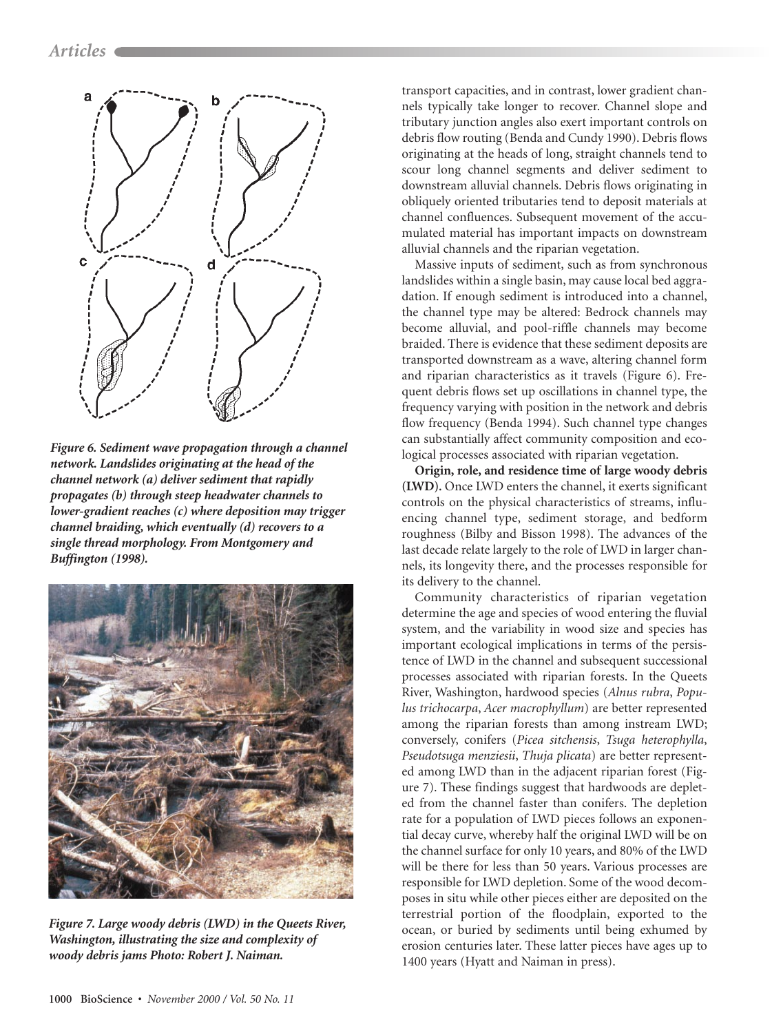*Figure 6. Sediment wave propagation through a channel network. Landslides originating at the head of the channel network (a) deliver sediment that rapidly propagates (b) through steep headwater channels to lower-gradient reaches (c) where deposition may trigger channel braiding, which eventually (d) recovers to a single thread morphology. From Montgomery and Buffington (1998).*

*Figure 7. Large woody debris (LWD) in the Queets River, Washington, illustrating the size and complexity of woody debris jams Photo: Robert J. Naiman.*

transport capacities, and in contrast, lower gradient channels typically take longer to recover. Channel slope and tributary junction angles also exert important controls on debris flow routing (Benda and Cundy 1990). Debris flows originating at the heads of long, straight channels tend to scour long channel segments and deliver sediment to downstream alluvial channels. Debris flows originating in obliquely oriented tributaries tend to deposit materials at channel confluences. Subsequent movement of the accumulated material has important impacts on downstream alluvial channels and the riparian vegetation.

Massive inputs of sediment, such as from synchronous landslides within a single basin, may cause local bed aggradation. If enough sediment is introduced into a channel, the channel type may be altered: Bedrock channels may become alluvial, and pool-riffle channels may become braided. There is evidence that these sediment deposits are transported downstream as a wave, altering channel form and riparian characteristics as it travels (Figure 6). Frequent debris flows set up oscillations in channel type, the frequency varying with position in the network and debris flow frequency (Benda 1994). Such channel type changes can substantially affect community composition and ecological processes associated with riparian vegetation.

**Origin, role, and residence time of large woody debris (LWD).** Once LWD enters the channel, it exerts significant controls on the physical characteristics of streams, influencing channel type, sediment storage, and bedform roughness (Bilby and Bisson 1998). The advances of the last decade relate largely to the role of LWD in larger channels, its longevity there, and the processes responsible for its delivery to the channel.

Community characteristics of riparian vegetation determine the age and species of wood entering the fluvial system, and the variability in wood size and species has important ecological implications in terms of the persistence of LWD in the channel and subsequent successional processes associated with riparian forests. In the Queets River, Washington, hardwood species (*Alnus rubra*, *Populus trichocarpa*, *Acer macrophyllum*) are better represented among the riparian forests than among instream LWD; conversely, conifers (*Picea sitchensis*, *Tsuga heterophylla*, *Pseudotsuga menziesii*, *Thuja plicata*) are better represented among LWD than in the adjacent riparian forest (Figure 7). These findings suggest that hardwoods are depleted from the channel faster than conifers. The depletion rate for a population of LWD pieces follows an exponential decay curve, whereby half the original LWD will be on the channel surface for only 10 years, and 80% of the LWD will be there for less than 50 years. Various processes are responsible for LWD depletion. Some of the wood decomposes in situ while other pieces either are deposited on the terrestrial portion of the floodplain, exported to the ocean, or buried by sediments until being exhumed by erosion centuries later. These latter pieces have ages up to 1400 years (Hyatt and Naiman in press).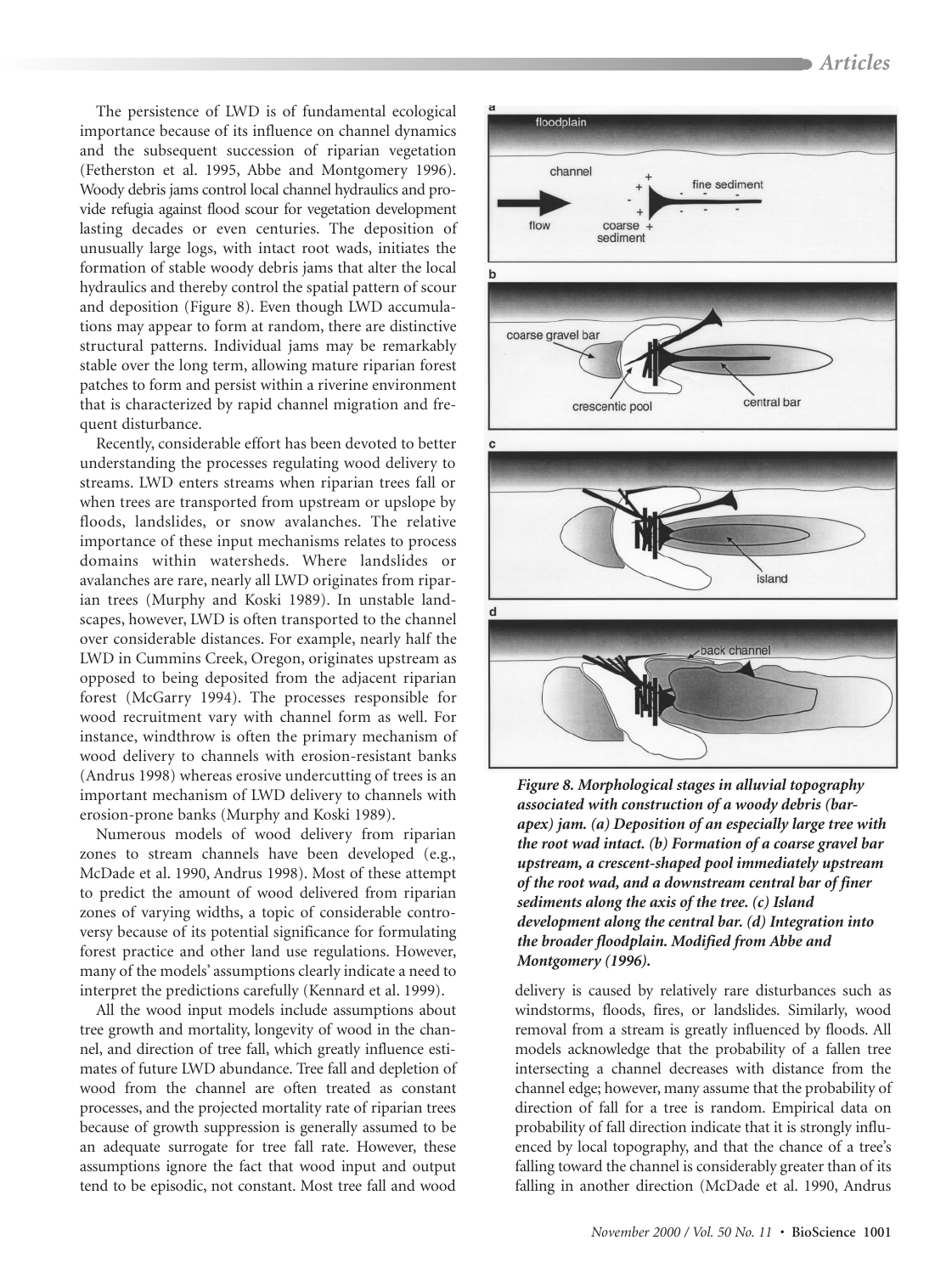The persistence of LWD is of fundamental ecological importance because of its influence on channel dynamics and the subsequent succession of riparian vegetation (Fetherston et al. 1995, Abbe and Montgomery 1996). Woody debris jams control local channel hydraulics and provide refugia against flood scour for vegetation development lasting decades or even centuries. The deposition of unusually large logs, with intact root wads, initiates the formation of stable woody debris jams that alter the local hydraulics and thereby control the spatial pattern of scour and deposition (Figure 8). Even though LWD accumulations may appear to form at random, there are distinctive structural patterns. Individual jams may be remarkably stable over the long term, allowing mature riparian forest patches to form and persist within a riverine environment that is characterized by rapid channel migration and frequent disturbance.

Recently, considerable effort has been devoted to better understanding the processes regulating wood delivery to streams. LWD enters streams when riparian trees fall or when trees are transported from upstream or upslope by floods, landslides, or snow avalanches. The relative importance of these input mechanisms relates to process domains within watersheds. Where landslides or avalanches are rare, nearly all LWD originates from riparian trees (Murphy and Koski 1989). In unstable landscapes, however, LWD is often transported to the channel over considerable distances. For example, nearly half the LWD in Cummins Creek, Oregon, originates upstream as opposed to being deposited from the adjacent riparian forest (McGarry 1994). The processes responsible for wood recruitment vary with channel form as well. For instance, windthrow is often the primary mechanism of wood delivery to channels with erosion-resistant banks (Andrus 1998) whereas erosive undercutting of trees is an important mechanism of LWD delivery to channels with erosion-prone banks (Murphy and Koski 1989).

Numerous models of wood delivery from riparian zones to stream channels have been developed (e.g., McDade et al. 1990, Andrus 1998). Most of these attempt to predict the amount of wood delivered from riparian zones of varying widths, a topic of considerable controversy because of its potential significance for formulating forest practice and other land use regulations. However, many of the models' assumptions clearly indicate a need to interpret the predictions carefully (Kennard et al. 1999).

All the wood input models include assumptions about tree growth and mortality, longevity of wood in the channel, and direction of tree fall, which greatly influence estimates of future LWD abundance. Tree fall and depletion of wood from the channel are often treated as constant processes, and the projected mortality rate of riparian trees because of growth suppression is generally assumed to be an adequate surrogate for tree fall rate. However, these assumptions ignore the fact that wood input and output tend to be episodic, not constant. Most tree fall and wood delivery is caused by relatively rare disturbances such as windstorms, floods, fires, or landslides. Similarly, wood removal from a stream is greatly influenced by floods. All models acknowledge that the probability of a fallen tree intersecting a channel decreases with distance from the channel edge; however, many assume that the probability of direction of fall for a tree is random. Empirical data on probability of fall direction indicate that it is strongly influenced by local topography, and that the chance of a tree's falling toward the channel is considerably greater than of its falling in another direction (McDade et al. 1990, Andrus

***Figure 8. Morphological stages in alluvial topography associated with construction of a woody debris (bar-apex) jam. (a) Deposition of an especially large tree with the root wad intact. (b) Formation of a coarse gravel bar upstream, a crescent-shaped pool immediately upstream of the root wad, and a downstream central bar of finer sediments along the axis of the tree. (c) Island development along the central bar. (d) Integration into the broader floodplain. Modified from Abbe and Montgomery (1996).***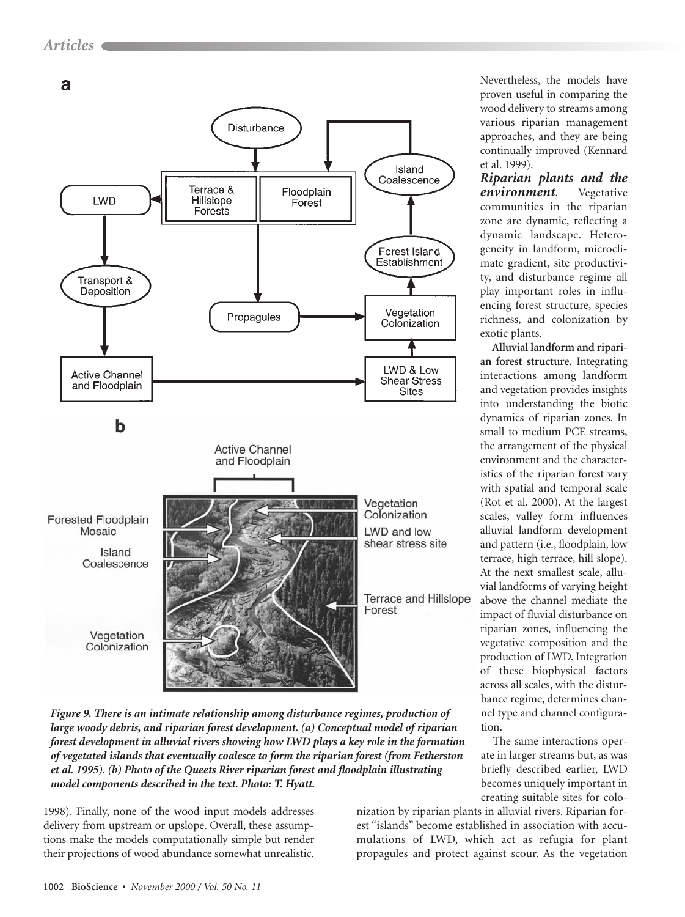**Figure 9. There is an intimate relationship among disturbance regimes, production of large woody debris, and riparian forest development. (a) Conceptual model of riparian forest development in alluvial rivers showing how LWD plays a key role in the formation of vegetated islands that eventually coalesce to form the riparian forest (from Fetherston et al. 1995). (b) Photo of the Queets River riparian forest and floodplain illustrating model components described in the text. Photo: T. Hyatt.**

1998). Finally, none of the wood input models addresses delivery from upstream or upslope. Overall, these assumptions make the models computationally simple but render their projections of wood abundance somewhat unrealistic. Nevertheless, the models have proven useful in comparing the wood delivery to streams among various riparian management approaches, and they are being continually improved (Kennard et al. 1999).

### *Riparian plants and the environment.*

Vegetative communities in the riparian zone are dynamic, reflecting a dynamic landscape. Heterogeneity in landform, microclimate gradient, site productivity, and disturbance regime all play important roles in influencing forest structure, species richness, and colonization by exotic plants.

**Alluvial landform and riparian forest structure.** Integrating interactions among landform and vegetation provides insights into understanding the biotic dynamics of riparian zones. In small to medium PCE streams, the arrangement of the physical environment and the characteristics of the riparian forest vary with spatial and temporal scale (Rot et al. 2000). At the largest scales, valley form influences alluvial landform development and pattern (i.e., floodplain, low terrace, high terrace, hill slope). At the next smallest scale, alluvial landforms of varying height above the channel mediate the impact of fluvial disturbance on riparian zones, influencing the vegetative composition and the production of LWD. Integration of these biophysical factors across all scales, with the disturbance regime, determines channel type and channel configuration.

The same interactions operate in larger streams but, as was briefly described earlier, LWD becomes uniquely important in creating suitable sites for colonization by riparian plants in alluvial rivers. Riparian forest "islands" become established in association with accumulations of LWD, which act as refugia for plant propagules and protect against scour. As the vegetation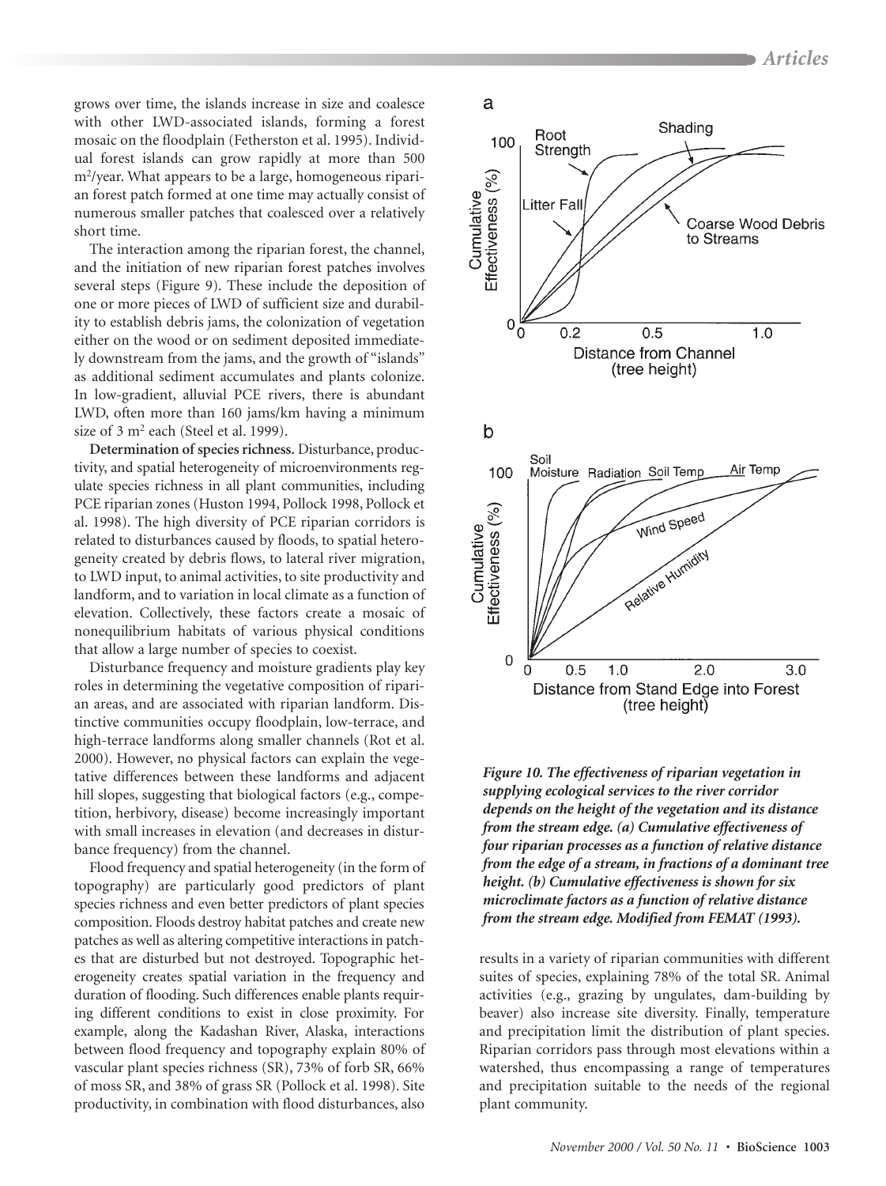grows over time, the islands increase in size and coalesce with other LWD-associated islands, forming a forest mosaic on the floodplain (Fetherston et al. 1995). Individual forest islands can grow rapidly at more than 500 $m^2$/year. What appears to be a large, homogeneous riparian forest patch formed at one time may actually consist of numerous smaller patches that coalesced over a relatively short time.

The interaction among the riparian forest, the channel, and the initiation of new riparian forest patches involves several steps (Figure 9). These include the deposition of one or more pieces of LWD of sufficient size and durability to establish debris jams, the colonization of vegetation either on the wood or on sediment deposited immediately downstream from the jams, and the growth of "islands" as additional sediment accumulates and plants colonize. In low-gradient, alluvial PCE rivers, there is abundant LWD, often more than 160 jams/km having a minimum size of 3 $m^2$ each (Steel et al. 1999).

**Determination of species richness.** Disturbance, productivity, and spatial heterogeneity of microenvironments regulate species richness in all plant communities, including PCE riparian zones (Huston 1994, Pollock 1998, Pollock et al. 1998). The high diversity of PCE riparian corridors is related to disturbances caused by floods, to spatial heterogeneity created by debris flows, to lateral river migration, to LWD input, to animal activities, to site productivity and landform, and to variation in local climate as a function of elevation. Collectively, these factors create a mosaic of nonequilibrium habitats of various physical conditions that allow a large number of species to coexist.

Disturbance frequency and moisture gradients play key roles in determining the vegetative composition of riparian areas, and are associated with riparian landform. Distinctive communities occupy floodplain, low-terrace, and high-terrace landforms along smaller channels (Rot et al. 2000). However, no physical factors can explain the vegetative differences between these landforms and adjacent hill slopes, suggesting that biological factors (e.g., competition, herbivory, disease) become increasingly important with small increases in elevation (and decreases in disturbance frequency) from the channel.

Flood frequency and spatial heterogeneity (in the form of topography) are particularly good predictors of plant species richness and even better predictors of plant species composition. Floods destroy habitat patches and create new patches as well as altering competitive interactions in patches that are disturbed but not destroyed. Topographic heterogeneity creates spatial variation in the frequency and duration of flooding. Such differences enable plants requiring different conditions to exist in close proximity. For example, along the Kadashan River, Alaska, interactions between flood frequency and topography explain 80% of vascular plant species richness (SR), 73% of forb SR, 66% of moss SR, and 38% of grass SR (Pollock et al. 1998). Site productivity, in combination with flood disturbances, also results in a variety of riparian communities with different suites of species, explaining 78% of the total SR. Animal activities (e.g., grazing by ungulates, dam-building by beaver) also increase site diversity. Finally, temperature and precipitation limit the distribution of plant species. Riparian corridors pass through most elevations within a watershed, thus encompassing a range of temperatures and precipitation suitable to the needs of the regional plant community.

*Figure 10. The effectiveness of riparian vegetation in supplying ecological services to the river corridor depends on the height of the vegetation and its distance from the stream edge. (a) Cumulative effectiveness of four riparian processes as a function of relative distance from the edge of a stream, in fractions of a dominant tree height. (b) Cumulative effectiveness is shown for six microclimate factors as a function of relative distance from the stream edge. Modified from FEMAT (1993).*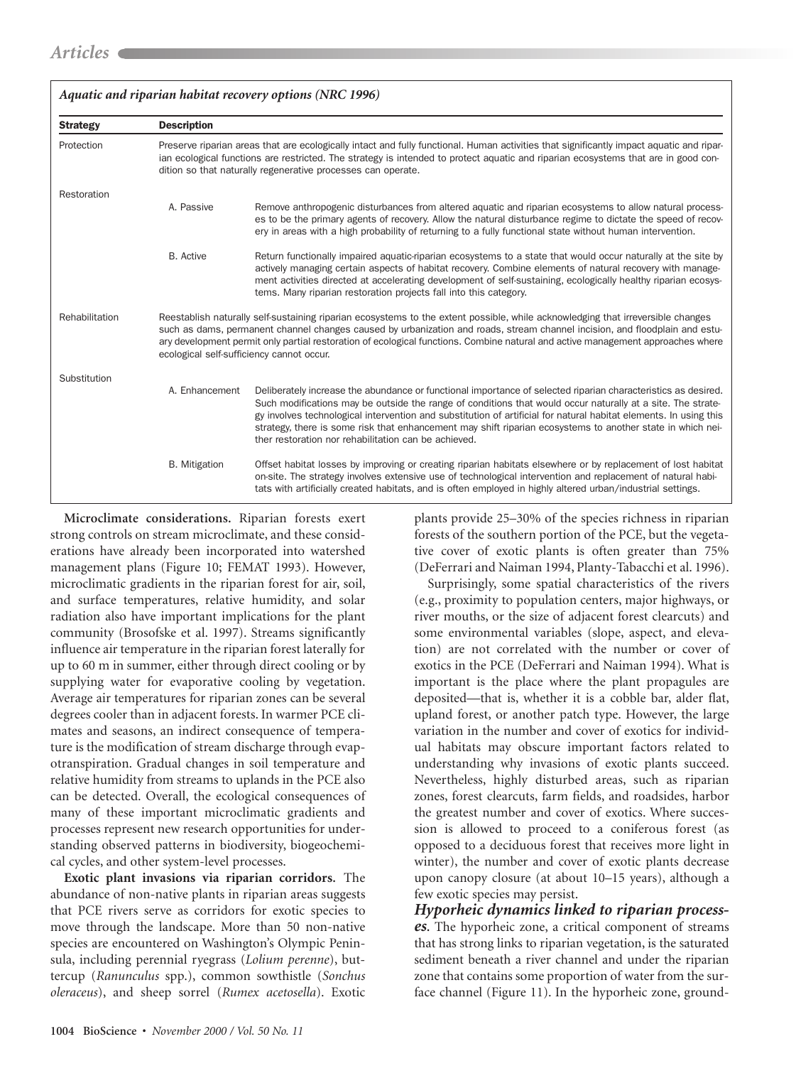*Aquatic and riparian habitat recovery options (NRC 1996)*

| Strategy | | Description |
|---|---|---|
| Protection | | Preserve riparian areas that are ecologically intact and fully functional. Human activities that significantly impact aquatic and riparian ecological functions are restricted. The strategy is intended to protect aquatic and riparian ecosystems that are in good condition so that naturally regenerative processes can operate. |
| Restoration | A. Passive | Remove anthropogenic disturbances from altered aquatic and riparian ecosystems to allow natural processes to be the primary agents of recovery. Allow the natural disturbance regime to dictate the speed of recovery in areas with a high probability of returning to a fully functional state without human intervention. |
| | B. Active | Return functionally impaired aquatic-riparian ecosystems to a state that would occur naturally at the site by actively managing certain aspects of habitat recovery. Combine elements of natural recovery with management activities directed at accelerating development of self-sustaining, ecologically healthy riparian ecosystems. Many riparian restoration projects fall into this category. |
| Rehabilitation | | Reestablish naturally self-sustaining riparian ecosystems to the extent possible, while acknowledging that irreversible changes such as dams, permanent channel changes caused by urbanization and roads, stream channel incision, and floodplain and estuary development permit only partial restoration of ecological functions. Combine natural and active management approaches where ecological self-sufficiency cannot occur. |
| Substitution | A. Enhancement | Deliberately increase the abundance or functional importance of selected riparian characteristics as desired. Such modifications may be outside the range of conditions that would occur naturally at a site. The strategy involves technological intervention and substitution of artificial for natural habitat elements. In using this strategy, there is some risk that enhancement may shift riparian ecosystems to another state in which neither restoration nor rehabilitation can be achieved. |
| | B. Mitigation | Offset habitat losses by improving or creating riparian habitats elsewhere or by replacement of lost habitat on-site. The strategy involves extensive use of technological intervention and replacement of natural habitats with artificially created habitats, and is often employed in highly altered urban/industrial settings. |

**Microclimate considerations.** Riparian forests exert strong controls on stream microclimate, and these considerations have already been incorporated into watershed management plans (Figure 10; FEMAT 1993). However, microclimatic gradients in the riparian forest for air, soil, and surface temperatures, relative humidity, and solar radiation also have important implications for the plant community (Brosofske et al. 1997). Streams significantly influence air temperature in the riparian forest laterally for up to 60 m in summer, either through direct cooling or by supplying water for evaporative cooling by vegetation. Average air temperatures for riparian zones can be several degrees cooler than in adjacent forests. In warmer PCE climates and seasons, an indirect consequence of temperature is the modification of stream discharge through evapotranspiration. Gradual changes in soil temperature and relative humidity from streams to uplands in the PCE also can be detected. Overall, the ecological consequences of many of these important microclimatic gradients and processes represent new research opportunities for understanding observed patterns in biodiversity, biogeochemical cycles, and other system-level processes.

**Exotic plant invasions via riparian corridors.** The abundance of non-native plants in riparian areas suggests that PCE rivers serve as corridors for exotic species to move through the landscape. More than 50 non-native species are encountered on Washington's Olympic Peninsula, including perennial ryegrass (*Lolium perenne*), buttercup (*Ranunculus* spp.), common sowthistle (*Sonchus oleraceus*), and sheep sorrel (*Rumex acetosella*). Exotic plants provide 25–30% of the species richness in riparian forests of the southern portion of the PCE, but the vegetative cover of exotic plants is often greater than 75% (DeFerrari and Naiman 1994, Planty-Tabacchi et al. 1996).

Surprisingly, some spatial characteristics of the rivers (e.g., proximity to population centers, major highways, or river mouths, or the size of adjacent forest clearcuts) and some environmental variables (slope, aspect, and elevation) are not correlated with the number or cover of exotics in the PCE (DeFerrari and Naiman 1994). What is important is the place where the plant propagules are deposited—that is, whether it is a cobble bar, alder flat, upland forest, or another patch type. However, the large variation in the number and cover of exotics for individual habitats may obscure important factors related to understanding why invasions of exotic plants succeed. Nevertheless, highly disturbed areas, such as riparian zones, forest clearcuts, farm fields, and roadsides, harbor the greatest number and cover of exotics. Where succession is allowed to proceed to a coniferous forest (as opposed to a deciduous forest that receives more light in winter), the number and cover of exotic plants decrease upon canopy closure (at about 10–15 years), although a few exotic species may persist.

***Hyporheic dynamics linked to riparian processes.*** The hyporheic zone, a critical component of streams that has strong links to riparian vegetation, is the saturated sediment beneath a river channel and under the riparian zone that contains some proportion of water from the surface channel (Figure 11). In the hyporheic zone, ground-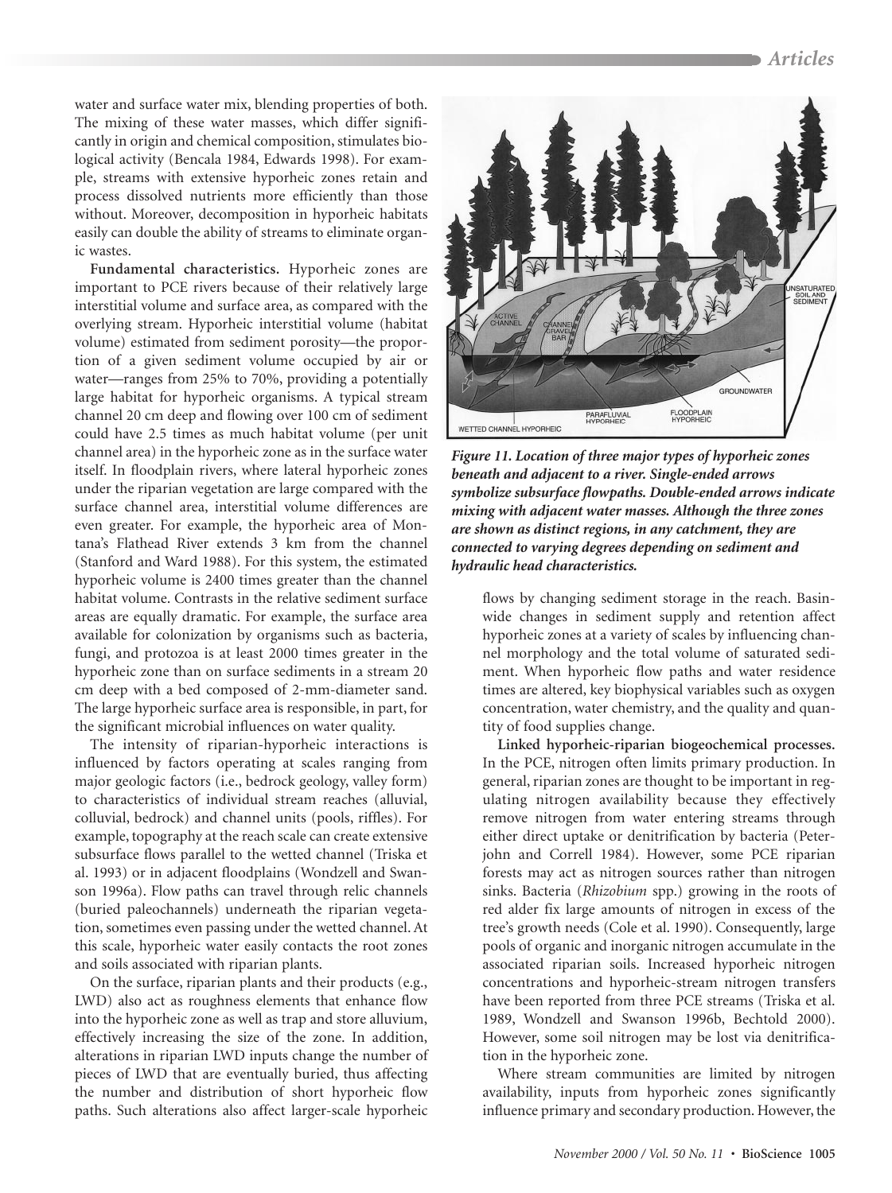water and surface water mix, blending properties of both. The mixing of these water masses, which differ significantly in origin and chemical composition, stimulates biological activity (Bencala 1984, Edwards 1998). For example, streams with extensive hyporheic zones retain and process dissolved nutrients more efficiently than those without. Moreover, decomposition in hyporheic habitats easily can double the ability of streams to eliminate organic wastes.

**Fundamental characteristics.** Hyporheic zones are important to PCE rivers because of their relatively large interstitial volume and surface area, as compared with the overlying stream. Hyporheic interstitial volume (habitat volume) estimated from sediment porosity—the proportion of a given sediment volume occupied by air or water—ranges from 25% to 70%, providing a potentially large habitat for hyporheic organisms. A typical stream channel 20 cm deep and flowing over 100 cm of sediment could have 2.5 times as much habitat volume (per unit channel area) in the hyporheic zone as in the surface water itself. In floodplain rivers, where lateral hyporheic zones under the riparian vegetation are large compared with the surface channel area, interstitial volume differences are even greater. For example, the hyporheic area of Montana's Flathead River extends 3 km from the channel (Stanford and Ward 1988). For this system, the estimated hyporheic volume is 2400 times greater than the channel habitat volume. Contrasts in the relative sediment surface areas are equally dramatic. For example, the surface area available for colonization by organisms such as bacteria, fungi, and protozoa is at least 2000 times greater in the hyporheic zone than on surface sediments in a stream 20 cm deep with a bed composed of 2-mm-diameter sand. The large hyporheic surface area is responsible, in part, for the significant microbial influences on water quality.

The intensity of riparian-hyporheic interactions is influenced by factors operating at scales ranging from major geologic factors (i.e., bedrock geology, valley form) to characteristics of individual stream reaches (alluvial, colluvial, bedrock) and channel units (pools, riffles). For example, topography at the reach scale can create extensive subsurface flows parallel to the wetted channel (Triska et al. 1993) or in adjacent floodplains (Wondzell and Swanson 1996a). Flow paths can travel through relic channels (buried paleochannels) underneath the riparian vegetation, sometimes even passing under the wetted channel. At this scale, hyporheic water easily contacts the root zones and soils associated with riparian plants.

On the surface, riparian plants and their products (e.g., LWD) also act as roughness elements that enhance flow into the hyporheic zone as well as trap and store alluvium, effectively increasing the size of the zone. In addition, alterations in riparian LWD inputs change the number of pieces of LWD that are eventually buried, thus affecting the number and distribution of short hyporheic flow paths. Such alterations also affect larger-scale hyporheic flows by changing sediment storage in the reach. Basinwide changes in sediment supply and retention affect hyporheic zones at a variety of scales by influencing channel morphology and the total volume of saturated sediment. When hyporheic flow paths and water residence times are altered, key biophysical variables such as oxygen concentration, water chemistry, and the quality and quantity of food supplies change.

*Figure 11. Location of three major types of hyporheic zones beneath and adjacent to a river. Single-ended arrows symbolize subsurface flowpaths. Double-ended arrows indicate mixing with adjacent water masses. Although the three zones are shown as distinct regions, in any catchment, they are connected to varying degrees depending on sediment and hydraulic head characteristics.*

**Linked hyporheic-riparian biogeochemical processes.** In the PCE, nitrogen often limits primary production. In general, riparian zones are thought to be important in regulating nitrogen availability because they effectively remove nitrogen from water entering streams through either direct uptake or denitrification by bacteria (Peterjohn and Correll 1984). However, some PCE riparian forests may act as nitrogen sources rather than nitrogen sinks. Bacteria (*Rhizobium* spp.) growing in the roots of red alder fix large amounts of nitrogen in excess of the tree's growth needs (Cole et al. 1990). Consequently, large pools of organic and inorganic nitrogen accumulate in the associated riparian soils. Increased hyporheic nitrogen concentrations and hyporheic-stream nitrogen transfers have been reported from three PCE streams (Triska et al. 1989, Wondzell and Swanson 1996b, Bechtold 2000). However, some soil nitrogen may be lost via denitrification in the hyporheic zone.

Where stream communities are limited by nitrogen availability, inputs from hyporheic zones significantly influence primary and secondary production. However, the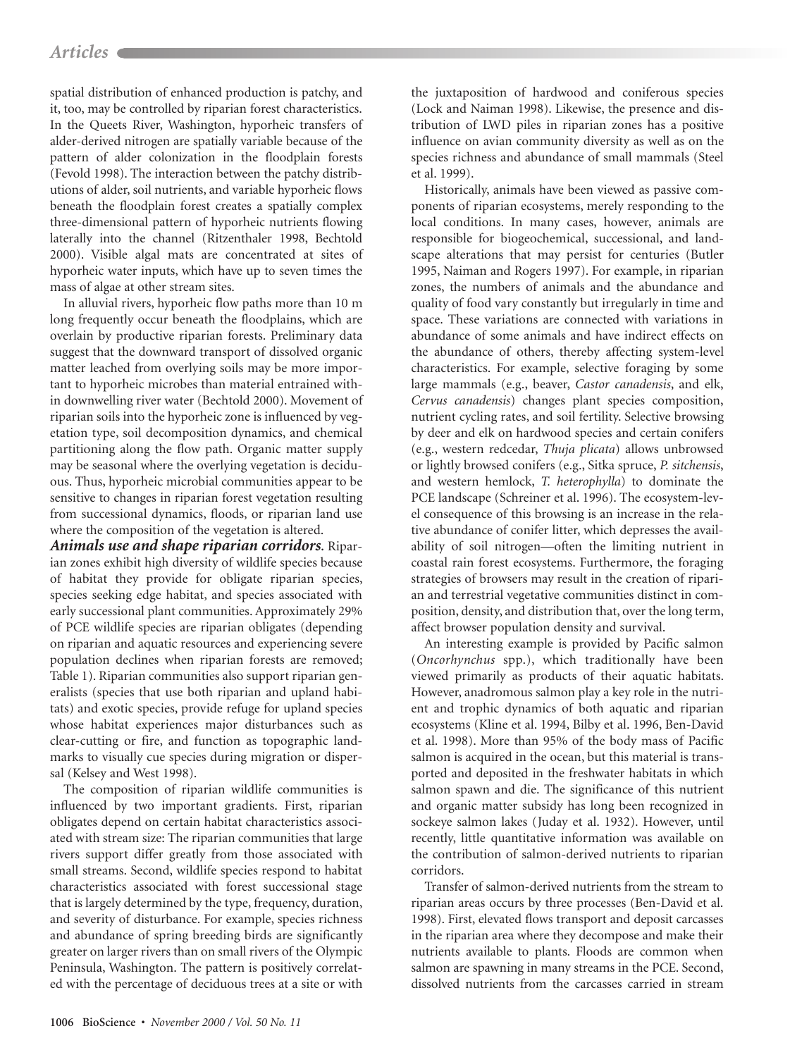spatial distribution of enhanced production is patchy, and it, too, may be controlled by riparian forest characteristics. In the Queets River, Washington, hyporheic transfers of alder-derived nitrogen are spatially variable because of the pattern of alder colonization in the floodplain forests (Fevold 1998). The interaction between the patchy distributions of alder, soil nutrients, and variable hyporheic flows beneath the floodplain forest creates a spatially complex three-dimensional pattern of hyporheic nutrients flowing laterally into the channel (Ritzenthaler 1998, Bechtold 2000). Visible algal mats are concentrated at sites of hyporheic water inputs, which have up to seven times the mass of algae at other stream sites.

In alluvial rivers, hyporheic flow paths more than 10 m long frequently occur beneath the floodplains, which are overlain by productive riparian forests. Preliminary data suggest that the downward transport of dissolved organic matter leached from overlying soils may be more important to hyporheic microbes than material entrained within downwelling river water (Bechtold 2000). Movement of riparian soils into the hyporheic zone is influenced by vegetation type, soil decomposition dynamics, and chemical partitioning along the flow path. Organic matter supply may be seasonal where the overlying vegetation is deciduous. Thus, hyporheic microbial communities appear to be sensitive to changes in riparian forest vegetation resulting from successional dynamics, floods, or riparian land use where the composition of the vegetation is altered.

***Animals use and shape riparian corridors.*** Riparian zones exhibit high diversity of wildlife species because of habitat they provide for obligate riparian species, species seeking edge habitat, and species associated with early successional plant communities. Approximately 29% of PCE wildlife species are riparian obligates (depending on riparian and aquatic resources and experiencing severe population declines when riparian forests are removed; Table 1). Riparian communities also support riparian generalists (species that use both riparian and upland habitats) and exotic species, provide refuge for upland species whose habitat experiences major disturbances such as clear-cutting or fire, and function as topographic landmarks to visually cue species during migration or dispersal (Kelsey and West 1998).

The composition of riparian wildlife communities is influenced by two important gradients. First, riparian obligates depend on certain habitat characteristics associated with stream size: The riparian communities that large rivers support differ greatly from those associated with small streams. Second, wildlife species respond to habitat characteristics associated with forest successional stage that is largely determined by the type, frequency, duration, and severity of disturbance. For example, species richness and abundance of spring breeding birds are significantly greater on larger rivers than on small rivers of the Olympic Peninsula, Washington. The pattern is positively correlated with the percentage of deciduous trees at a site or with the juxtaposition of hardwood and coniferous species (Lock and Naiman 1998). Likewise, the presence and distribution of LWD piles in riparian zones has a positive influence on avian community diversity as well as on the species richness and abundance of small mammals (Steel et al. 1999).

Historically, animals have been viewed as passive components of riparian ecosystems, merely responding to the local conditions. In many cases, however, animals are responsible for biogeochemical, successional, and landscape alterations that may persist for centuries (Butler 1995, Naiman and Rogers 1997). For example, in riparian zones, the numbers of animals and the abundance and quality of food vary constantly but irregularly in time and space. These variations are connected with variations in abundance of some animals and have indirect effects on the abundance of others, thereby affecting system-level characteristics. For example, selective foraging by some large mammals (e.g., beaver, *Castor canadensis*, and elk, *Cervus canadensis*) changes plant species composition, nutrient cycling rates, and soil fertility. Selective browsing by deer and elk on hardwood species and certain conifers (e.g., western redcedar, *Thuja plicata*) allows unbrowsed or lightly browsed conifers (e.g., Sitka spruce, *P. sitchensis*, and western hemlock, *T. heterophylla*) to dominate the PCE landscape (Schreiner et al. 1996). The ecosystem-level consequence of this browsing is an increase in the relative abundance of conifer litter, which depresses the availability of soil nitrogen—often the limiting nutrient in coastal rain forest ecosystems. Furthermore, the foraging strategies of browsers may result in the creation of riparian and terrestrial vegetative communities distinct in composition, density, and distribution that, over the long term, affect browser population density and survival.

An interesting example is provided by Pacific salmon (*Oncorhynchus* spp.), which traditionally have been viewed primarily as products of their aquatic habitats. However, anadromous salmon play a key role in the nutrient and trophic dynamics of both aquatic and riparian ecosystems (Kline et al. 1994, Bilby et al. 1996, Ben-David et al. 1998). More than 95% of the body mass of Pacific salmon is acquired in the ocean, but this material is transported and deposited in the freshwater habitats in which salmon spawn and die. The significance of this nutrient and organic matter subsidy has long been recognized in sockeye salmon lakes (Juday et al. 1932). However, until recently, little quantitative information was available on the contribution of salmon-derived nutrients to riparian corridors.

Transfer of salmon-derived nutrients from the stream to riparian areas occurs by three processes (Ben-David et al. 1998). First, elevated flows transport and deposit carcasses in the riparian area where they decompose and make their nutrients available to plants. Floods are common when salmon are spawning in many streams in the PCE. Second, dissolved nutrients from the carcasses carried in stream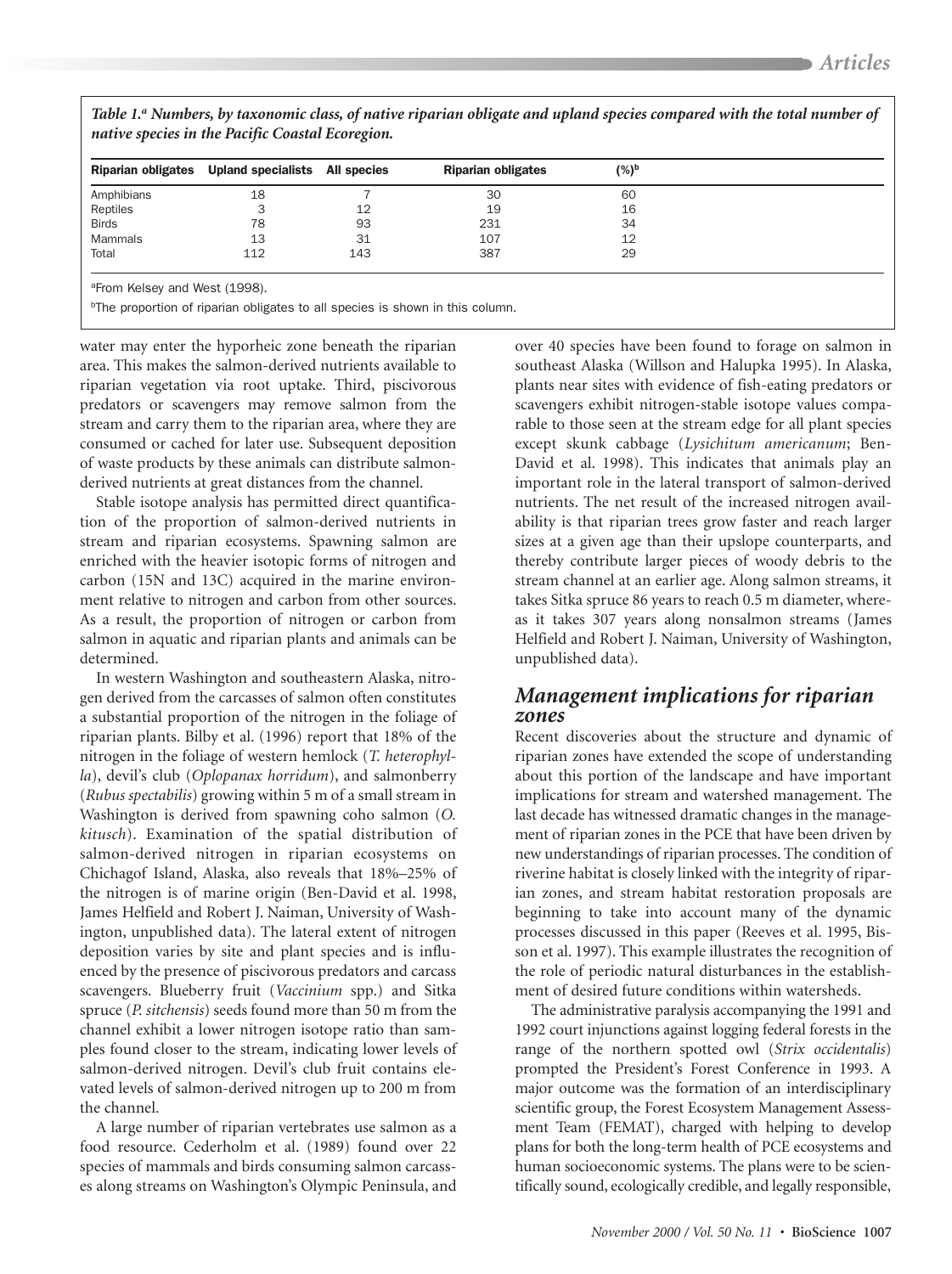*Table 1.[a] Numbers, by taxonomic class, of native riparian obligate and upland species compared with the total number of native species in the Pacific Coastal Ecoregion.*

| Riparian obligates | Upland specialists | All species | Riparian obligates | (%)[b] |
|---|---|---|---|---|
| Amphibians | 18 | 7 | 30 | 60 |
| Reptiles | 3 | 12 | 19 | 16 |
| Birds | 78 | 93 | 231 | 34 |
| Mammals | 13 | 31 | 107 | 12 |
| Total | 112 | 143 | 387 | 29 |

[a]From Kelsey and West (1998).

[b]The proportion of riparian obligates to all species is shown in this column.

water may enter the hyporheic zone beneath the riparian area. This makes the salmon-derived nutrients available to riparian vegetation via root uptake. Third, piscivorous predators or scavengers may remove salmon from the stream and carry them to the riparian area, where they are consumed or cached for later use. Subsequent deposition of waste products by these animals can distribute salmon-derived nutrients at great distances from the channel.

Stable isotope analysis has permitted direct quantification of the proportion of salmon-derived nutrients in stream and riparian ecosystems. Spawning salmon are enriched with the heavier isotopic forms of nitrogen and carbon (15N and 13C) acquired in the marine environment relative to nitrogen and carbon from other sources. As a result, the proportion of nitrogen or carbon from salmon in aquatic and riparian plants and animals can be determined.

In western Washington and southeastern Alaska, nitrogen derived from the carcasses of salmon often constitutes a substantial proportion of the nitrogen in the foliage of riparian plants. Bilby et al. (1996) report that 18% of the nitrogen in the foliage of western hemlock (*T. heterophylla*), devil's club (*Oplopanax horridum*), and salmonberry (*Rubus spectabilis*) growing within 5 m of a small stream in Washington is derived from spawning coho salmon (*O. kitusch*). Examination of the spatial distribution of salmon-derived nitrogen in riparian ecosystems on Chichagof Island, Alaska, also reveals that 18%–25% of the nitrogen is of marine origin (Ben-David et al. 1998, James Helfield and Robert J. Naiman, University of Washington, unpublished data). The lateral extent of nitrogen deposition varies by site and plant species and is influenced by the presence of piscivorous predators and carcass scavengers. Blueberry fruit (*Vaccinium* spp.) and Sitka spruce (*P. sitchensis*) seeds found more than 50 m from the channel exhibit a lower nitrogen isotope ratio than samples found closer to the stream, indicating lower levels of salmon-derived nitrogen. Devil's club fruit contains elevated levels of salmon-derived nitrogen up to 200 m from the channel.

A large number of riparian vertebrates use salmon as a food resource. Cederholm et al. (1989) found over 22 species of mammals and birds consuming salmon carcasses along streams on Washington's Olympic Peninsula, and over 40 species have been found to forage on salmon in southeast Alaska (Willson and Halupka 1995). In Alaska, plants near sites with evidence of fish-eating predators or scavengers exhibit nitrogen-stable isotope values comparable to those seen at the stream edge for all plant species except skunk cabbage (*Lysichitum americanum*; Ben-David et al. 1998). This indicates that animals play an important role in the lateral transport of salmon-derived nutrients. The net result of the increased nitrogen availability is that riparian trees grow faster and reach larger sizes at a given age than their upslope counterparts, and thereby contribute larger pieces of woody debris to the stream channel at an earlier age. Along salmon streams, it takes Sitka spruce 86 years to reach 0.5 m diameter, whereas it takes 307 years along nonsalmon streams (James Helfield and Robert J. Naiman, University of Washington, unpublished data).

## Management implications for riparian zones

Recent discoveries about the structure and dynamic of riparian zones have extended the scope of understanding about this portion of the landscape and have important implications for stream and watershed management. The last decade has witnessed dramatic changes in the management of riparian zones in the PCE that have been driven by new understandings of riparian processes. The condition of riverine habitat is closely linked with the integrity of riparian zones, and stream habitat restoration proposals are beginning to take into account many of the dynamic processes discussed in this paper (Reeves et al. 1995, Bisson et al. 1997). This example illustrates the recognition of the role of periodic natural disturbances in the establishment of desired future conditions within watersheds.

The administrative paralysis accompanying the 1991 and 1992 court injunctions against logging federal forests in the range of the northern spotted owl (*Strix occidentalis*) prompted the President's Forest Conference in 1993. A major outcome was the formation of an interdisciplinary scientific group, the Forest Ecosystem Management Assessment Team (FEMAT), charged with helping to develop plans for both the long-term health of PCE ecosystems and human socioeconomic systems. The plans were to be scientifically sound, ecologically credible, and legally responsible,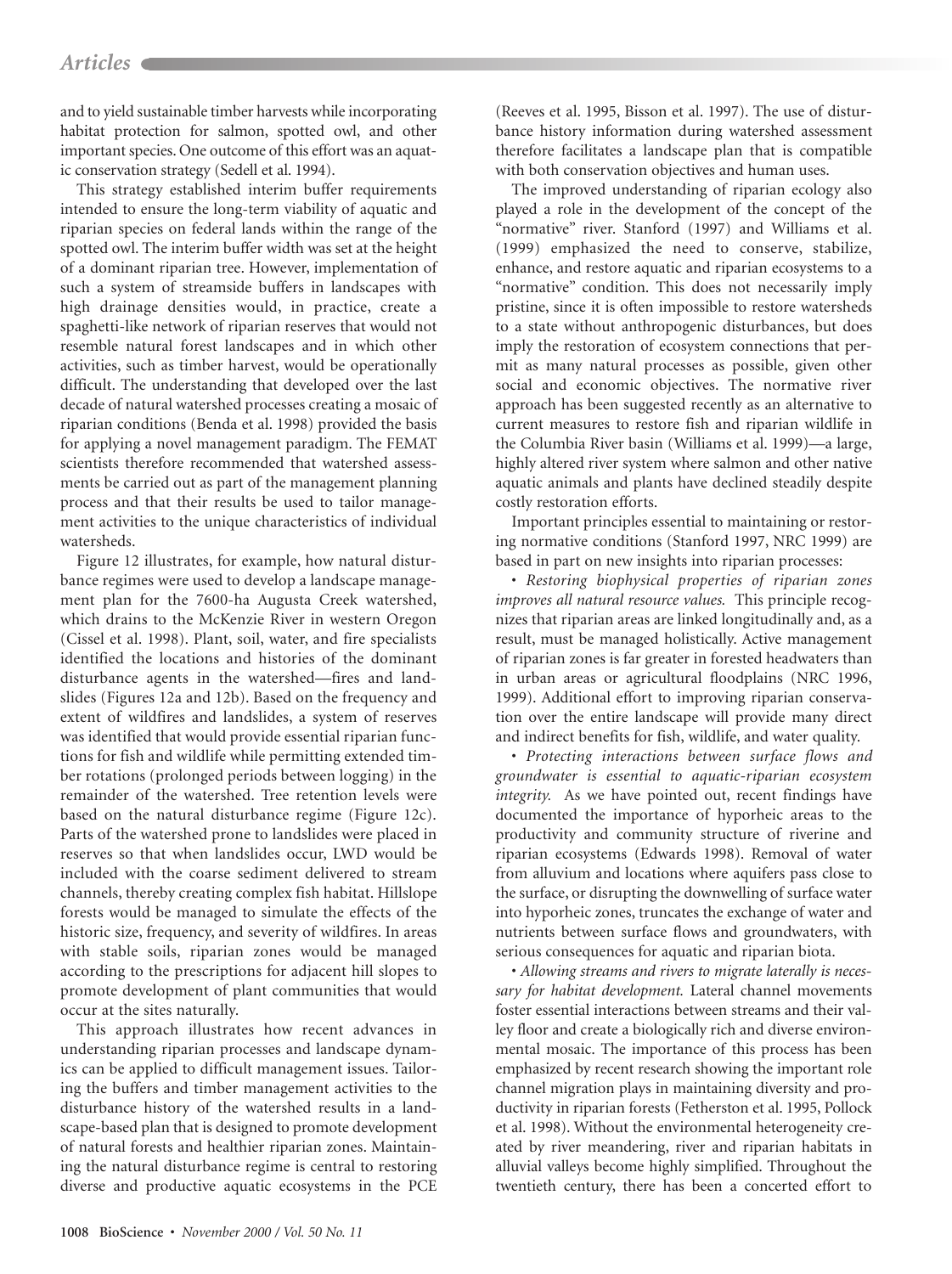and to yield sustainable timber harvests while incorporating habitat protection for salmon, spotted owl, and other important species. One outcome of this effort was an aquatic conservation strategy (Sedell et al. 1994).

This strategy established interim buffer requirements intended to ensure the long-term viability of aquatic and riparian species on federal lands within the range of the spotted owl. The interim buffer width was set at the height of a dominant riparian tree. However, implementation of such a system of streamside buffers in landscapes with high drainage densities would, in practice, create a spaghetti-like network of riparian reserves that would not resemble natural forest landscapes and in which other activities, such as timber harvest, would be operationally difficult. The understanding that developed over the last decade of natural watershed processes creating a mosaic of riparian conditions (Benda et al. 1998) provided the basis for applying a novel management paradigm. The FEMAT scientists therefore recommended that watershed assessments be carried out as part of the management planning process and that their results be used to tailor management activities to the unique characteristics of individual watersheds.

Figure 12 illustrates, for example, how natural disturbance regimes were used to develop a landscape management plan for the 7600-ha Augusta Creek watershed, which drains to the McKenzie River in western Oregon (Cissel et al. 1998). Plant, soil, water, and fire specialists identified the locations and histories of the dominant disturbance agents in the watershed—fires and landslides (Figures 12a and 12b). Based on the frequency and extent of wildfires and landslides, a system of reserves was identified that would provide essential riparian functions for fish and wildlife while permitting extended timber rotations (prolonged periods between logging) in the remainder of the watershed. Tree retention levels were based on the natural disturbance regime (Figure 12c). Parts of the watershed prone to landslides were placed in reserves so that when landslides occur, LWD would be included with the coarse sediment delivered to stream channels, thereby creating complex fish habitat. Hillslope forests would be managed to simulate the effects of the historic size, frequency, and severity of wildfires. In areas with stable soils, riparian zones would be managed according to the prescriptions for adjacent hill slopes to promote development of plant communities that would occur at the sites naturally.

This approach illustrates how recent advances in understanding riparian processes and landscape dynamics can be applied to difficult management issues. Tailoring the buffers and timber management activities to the disturbance history of the watershed results in a landscape-based plan that is designed to promote development of natural forests and healthier riparian zones. Maintaining the natural disturbance regime is central to restoring diverse and productive aquatic ecosystems in the PCE (Reeves et al. 1995, Bisson et al. 1997). The use of disturbance history information during watershed assessment therefore facilitates a landscape plan that is compatible with both conservation objectives and human uses.

The improved understanding of riparian ecology also played a role in the development of the concept of the "normative" river. Stanford (1997) and Williams et al. (1999) emphasized the need to conserve, stabilize, enhance, and restore aquatic and riparian ecosystems to a "normative" condition. This does not necessarily imply pristine, since it is often impossible to restore watersheds to a state without anthropogenic disturbances, but does imply the restoration of ecosystem connections that permit as many natural processes as possible, given other social and economic objectives. The normative river approach has been suggested recently as an alternative to current measures to restore fish and riparian wildlife in the Columbia River basin (Williams et al. 1999)—a large, highly altered river system where salmon and other native aquatic animals and plants have declined steadily despite costly restoration efforts.

Important principles essential to maintaining or restoring normative conditions (Stanford 1997, NRC 1999) are based in part on new insights into riparian processes:

• *Restoring biophysical properties of riparian zones improves all natural resource values.* This principle recognizes that riparian areas are linked longitudinally and, as a result, must be managed holistically. Active management of riparian zones is far greater in forested headwaters than in urban areas or agricultural floodplains (NRC 1996, 1999). Additional effort to improving riparian conservation over the entire landscape will provide many direct and indirect benefits for fish, wildlife, and water quality.

• *Protecting interactions between surface flows and groundwater is essential to aquatic-riparian ecosystem integrity.* As we have pointed out, recent findings have documented the importance of hyporheic areas to the productivity and community structure of riverine and riparian ecosystems (Edwards 1998). Removal of water from alluvium and locations where aquifers pass close to the surface, or disrupting the downwelling of surface water into hyporheic zones, truncates the exchange of water and nutrients between surface flows and groundwaters, with serious consequences for aquatic and riparian biota.

• *Allowing streams and rivers to migrate laterally is necessary for habitat development.* Lateral channel movements foster essential interactions between streams and their valley floor and create a biologically rich and diverse environmental mosaic. The importance of this process has been emphasized by recent research showing the important role channel migration plays in maintaining diversity and productivity in riparian forests (Fetherston et al. 1995, Pollock et al. 1998). Without the environmental heterogeneity created by river meandering, river and riparian habitats in alluvial valleys become highly simplified. Throughout the twentieth century, there has been a concerted effort to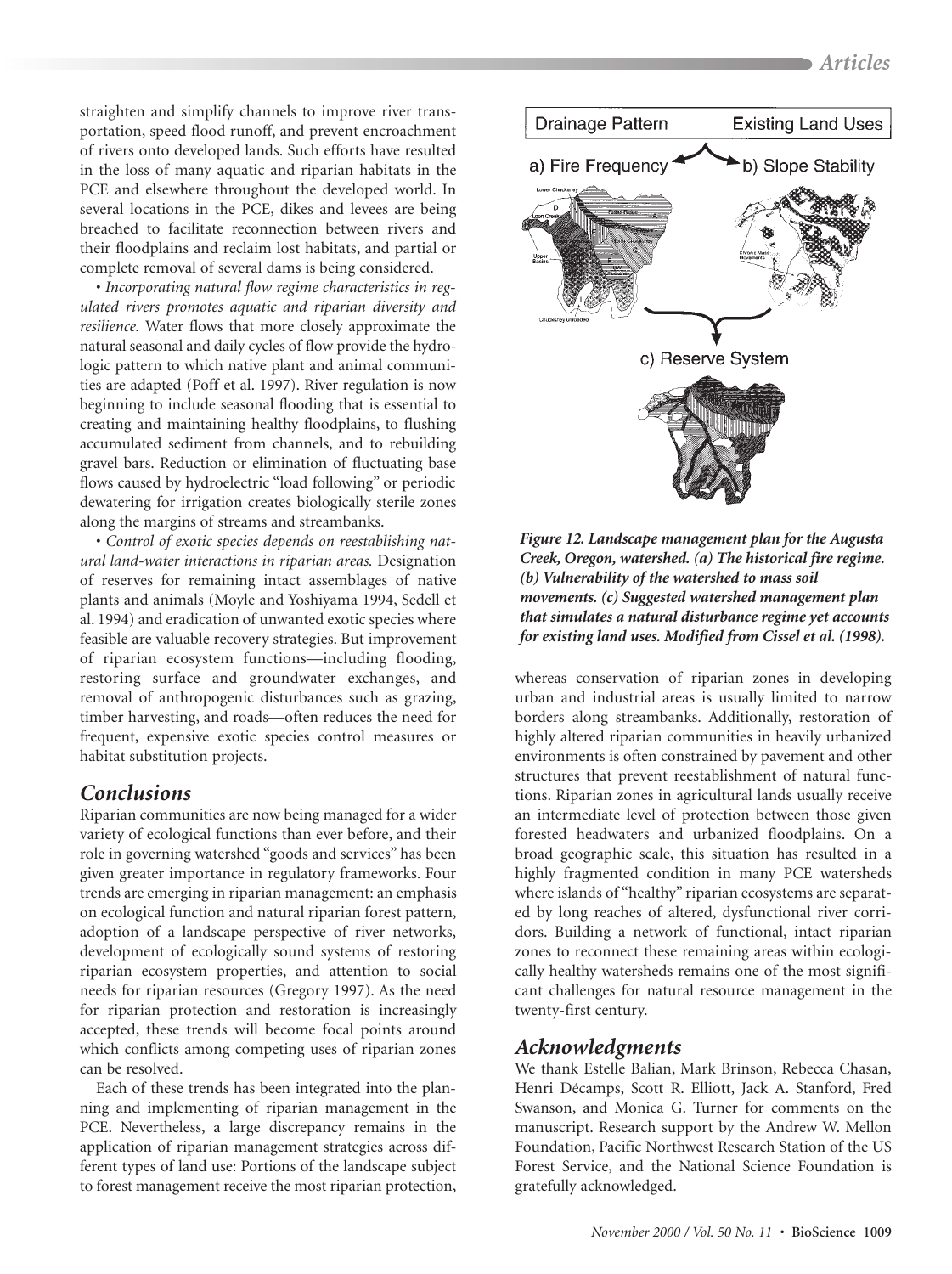straighten and simplify channels to improve river transportation, speed flood runoff, and prevent encroachment of rivers onto developed lands. Such efforts have resulted in the loss of many aquatic and riparian habitats in the PCE and elsewhere throughout the developed world. In several locations in the PCE, dikes and levees are being breached to facilitate reconnection between rivers and their floodplains and reclaim lost habitats, and partial or complete removal of several dams is being considered.

• *Incorporating natural flow regime characteristics in regulated rivers promotes aquatic and riparian diversity and resilience.* Water flows that more closely approximate the natural seasonal and daily cycles of flow provide the hydrologic pattern to which native plant and animal communities are adapted (Poff et al. 1997). River regulation is now beginning to include seasonal flooding that is essential to creating and maintaining healthy floodplains, to flushing accumulated sediment from channels, and to rebuilding gravel bars. Reduction or elimination of fluctuating base flows caused by hydroelectric "load following" or periodic dewatering for irrigation creates biologically sterile zones along the margins of streams and streambanks.

• *Control of exotic species depends on reestablishing natural land-water interactions in riparian areas.* Designation of reserves for remaining intact assemblages of native plants and animals (Moyle and Yoshiyama 1994, Sedell et al. 1994) and eradication of unwanted exotic species where feasible are valuable recovery strategies. But improvement of riparian ecosystem functions—including flooding, restoring surface and groundwater exchanges, and removal of anthropogenic disturbances such as grazing, timber harvesting, and roads—often reduces the need for frequent, expensive exotic species control measures or habitat substitution projects.

## Conclusions

Riparian communities are now being managed for a wider variety of ecological functions than ever before, and their role in governing watershed "goods and services" has been given greater importance in regulatory frameworks. Four trends are emerging in riparian management: an emphasis on ecological function and natural riparian forest pattern, adoption of a landscape perspective of river networks, development of ecologically sound systems of restoring riparian ecosystem properties, and attention to social needs for riparian resources (Gregory 1997). As the need for riparian protection and restoration is increasingly accepted, these trends will become focal points around which conflicts among competing uses of riparian zones can be resolved.

Each of these trends has been integrated into the planning and implementing of riparian management in the PCE. Nevertheless, a large discrepancy remains in the application of riparian management strategies across different types of land use: Portions of the landscape subject to forest management receive the most riparian protection, whereas conservation of riparian zones in developing urban and industrial areas is usually limited to narrow borders along streambanks. Additionally, restoration of highly altered riparian communities in heavily urbanized environments is often constrained by pavement and other structures that prevent reestablishment of natural functions. Riparian zones in agricultural lands usually receive an intermediate level of protection between those given forested headwaters and urbanized floodplains. On a broad geographic scale, this situation has resulted in a highly fragmented condition in many PCE watersheds where islands of "healthy" riparian ecosystems are separated by long reaches of altered, dysfunctional river corridors. Building a network of functional, intact riparian zones to reconnect these remaining areas within ecologically healthy watersheds remains one of the most significant challenges for natural resource management in the twenty-first century.

Drainage Pattern
Existing Land Uses
a) Fire Frequency
b) Slope Stability
c) Reserve System

***Figure 12. Landscape management plan for the Augusta Creek, Oregon, watershed. (a) The historical fire regime. (b) Vulnerability of the watershed to mass soil movements. (c) Suggested watershed management plan that simulates a natural disturbance regime yet accounts for existing land uses. Modified from Cissel et al. (1998).***

## Acknowledgments

We thank Estelle Balian, Mark Brinson, Rebecca Chasan, Henri Décamps, Scott R. Elliott, Jack A. Stanford, Fred Swanson, and Monica G. Turner for comments on the manuscript. Research support by the Andrew W. Mellon Foundation, Pacific Northwest Research Station of the US Forest Service, and the National Science Foundation is gratefully acknowledged.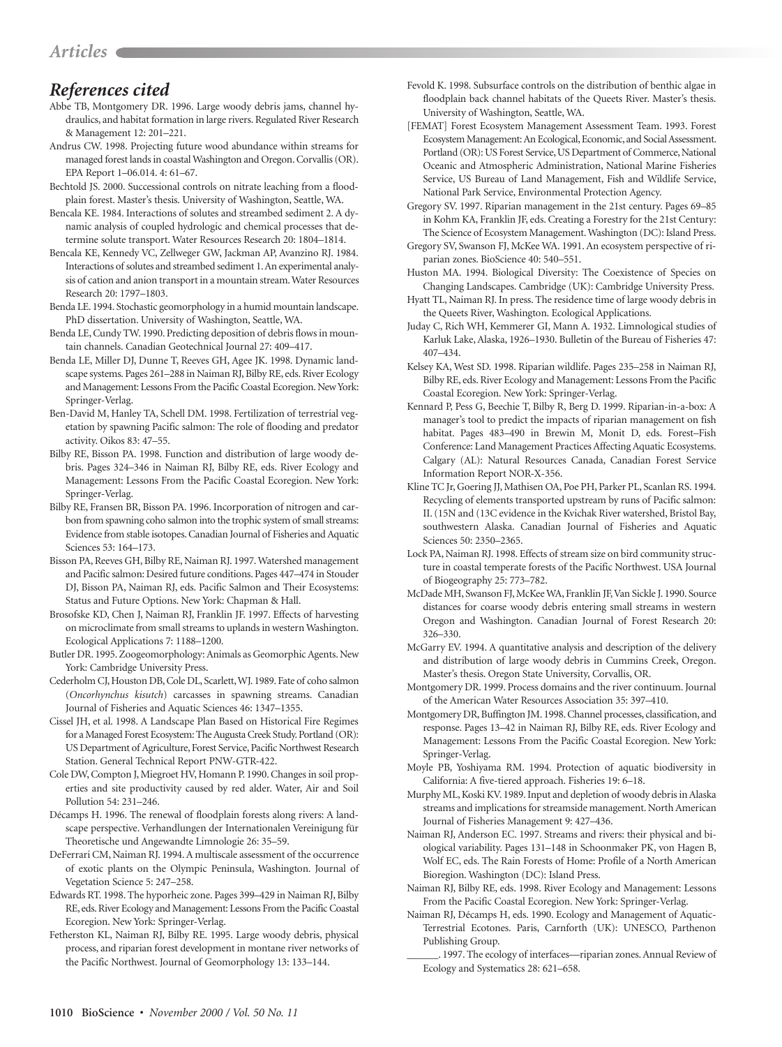## References cited

Abbe TB, Montgomery DR. 1996. Large woody debris jams, channel hydraulics, and habitat formation in large rivers. Regulated River Research & Management 12: 201–221.

Andrus CW. 1998. Projecting future wood abundance within streams for managed forest lands in coastal Washington and Oregon. Corvallis (OR). EPA Report 1–06.014. 4: 61–67.

Bechtold JS. 2000. Successional controls on nitrate leaching from a floodplain forest. Master's thesis. University of Washington, Seattle, WA.

Bencala KE. 1984. Interactions of solutes and streambed sediment 2. A dynamic analysis of coupled hydrologic and chemical processes that determine solute transport. Water Resources Research 20: 1804–1814.

Bencala KE, Kennedy VC, Zellweger GW, Jackman AP, Avanzino RJ. 1984. Interactions of solutes and streambed sediment 1. An experimental analysis of cation and anion transport in a mountain stream. Water Resources Research 20: 1797–1803.

Benda LE. 1994. Stochastic geomorphology in a humid mountain landscape. PhD dissertation. University of Washington, Seattle, WA.

Benda LE, Cundy TW. 1990. Predicting deposition of debris flows in mountain channels. Canadian Geotechnical Journal 27: 409–417.

Benda LE, Miller DJ, Dunne T, Reeves GH, Agee JK. 1998. Dynamic landscape systems. Pages 261–288 in Naiman RJ, Bilby RE, eds. River Ecology and Management: Lessons From the Pacific Coastal Ecoregion. New York: Springer-Verlag.

Ben-David M, Hanley TA, Schell DM. 1998. Fertilization of terrestrial vegetation by spawning Pacific salmon: The role of flooding and predator activity. Oikos 83: 47–55.

Bilby RE, Bisson PA. 1998. Function and distribution of large woody debris. Pages 324–346 in Naiman RJ, Bilby RE, eds. River Ecology and Management: Lessons From the Pacific Coastal Ecoregion. New York: Springer-Verlag.

Bilby RE, Fransen BR, Bisson PA. 1996. Incorporation of nitrogen and carbon from spawning coho salmon into the trophic system of small streams: Evidence from stable isotopes. Canadian Journal of Fisheries and Aquatic Sciences 53: 164–173.

Bisson PA, Reeves GH, Bilby RE, Naiman RJ. 1997. Watershed management and Pacific salmon: Desired future conditions. Pages 447–474 in Stouder DJ, Bisson PA, Naiman RJ, eds. Pacific Salmon and Their Ecosystems: Status and Future Options. New York: Chapman & Hall.

Brosofske KD, Chen J, Naiman RJ, Franklin JF. 1997. Effects of harvesting on microclimate from small streams to uplands in western Washington. Ecological Applications 7: 1188–1200.

Butler DR. 1995. Zoogeomorphology: Animals as Geomorphic Agents. New York: Cambridge University Press.

Cederholm CJ, Houston DB, Cole DL, Scarlett, WJ. 1989. Fate of coho salmon (*Oncorhynchus kisutch*) carcasses in spawning streams. Canadian Journal of Fisheries and Aquatic Sciences 46: 1347–1355.

Cissel JH, et al. 1998. A Landscape Plan Based on Historical Fire Regimes for a Managed Forest Ecosystem: The Augusta Creek Study. Portland (OR): US Department of Agriculture, Forest Service, Pacific Northwest Research Station. General Technical Report PNW-GTR-422.

Cole DW, Compton J, Miegroet HV, Homann P. 1990. Changes in soil properties and site productivity caused by red alder. Water, Air and Soil Pollution 54: 231–246.

Décamps H. 1996. The renewal of floodplain forests along rivers: A landscape perspective. Verhandlungen der Internationalen Vereinigung für Theoretische und Angewandte Limnologie 26: 35–59.

DeFerrari CM, Naiman RJ. 1994. A multiscale assessment of the occurrence of exotic plants on the Olympic Peninsula, Washington. Journal of Vegetation Science 5: 247–258.

Edwards RT. 1998. The hyporheic zone. Pages 399–429 in Naiman RJ, Bilby RE, eds. River Ecology and Management: Lessons From the Pacific Coastal Ecoregion. New York: Springer-Verlag.

Fetherston KL, Naiman RJ, Bilby RE. 1995. Large woody debris, physical process, and riparian forest development in montane river networks of the Pacific Northwest. Journal of Geomorphology 13: 133–144.

Fevold K. 1998. Subsurface controls on the distribution of benthic algae in floodplain back channel habitats of the Queets River. Master's thesis. University of Washington, Seattle, WA.

[FEMAT] Forest Ecosystem Management Assessment Team. 1993. Forest Ecosystem Management: An Ecological, Economic, and Social Assessment. Portland (OR): US Forest Service, US Department of Commerce, National Oceanic and Atmospheric Administration, National Marine Fisheries Service, US Bureau of Land Management, Fish and Wildlife Service, National Park Service, Environmental Protection Agency.

Gregory SV. 1997. Riparian management in the 21st century. Pages 69–85 in Kohm KA, Franklin JF, eds. Creating a Forestry for the 21st Century: The Science of Ecosystem Management. Washington (DC): Island Press.

Gregory SV, Swanson FJ, McKee WA. 1991. An ecosystem perspective of riparian zones. BioScience 40: 540–551.

Huston MA. 1994. Biological Diversity: The Coexistence of Species on Changing Landscapes. Cambridge (UK): Cambridge University Press.

Hyatt TL, Naiman RJ. In press. The residence time of large woody debris in the Queets River, Washington. Ecological Applications.

Juday C, Rich WH, Kemmerer GI, Mann A. 1932. Limnological studies of Karluk Lake, Alaska, 1926–1930. Bulletin of the Bureau of Fisheries 47: 407–434.

Kelsey KA, West SD. 1998. Riparian wildlife. Pages 235–258 in Naiman RJ, Bilby RE, eds. River Ecology and Management: Lessons From the Pacific Coastal Ecoregion. New York: Springer-Verlag.

Kennard P, Pess G, Beechie T, Bilby R, Berg D. 1999. Riparian-in-a-box: A manager's tool to predict the impacts of riparian management on fish habitat. Pages 483–490 in Brewin M, Monit D, eds. Forest–Fish Conference: Land Management Practices Affecting Aquatic Ecosystems. Calgary (AL): Natural Resources Canada, Canadian Forest Service Information Report NOR-X-356.

Kline TC Jr, Goering JJ, Mathisen OA, Poe PH, Parker PL, Scanlan RS. 1994. Recycling of elements transported upstream by runs of Pacific salmon: II. (15N and (13C evidence in the Kvichak River watershed, Bristol Bay, southwestern Alaska. Canadian Journal of Fisheries and Aquatic Sciences 50: 2350–2365.

Lock PA, Naiman RJ. 1998. Effects of stream size on bird community structure in coastal temperate forests of the Pacific Northwest. USA Journal of Biogeography 25: 773–782.

McDade MH, Swanson FJ, McKee WA, Franklin JF, Van Sickle J. 1990. Source distances for coarse woody debris entering small streams in western Oregon and Washington. Canadian Journal of Forest Research 20: 326–330.

McGarry EV. 1994. A quantitative analysis and description of the delivery and distribution of large woody debris in Cummins Creek, Oregon. Master's thesis. Oregon State University, Corvallis, OR.

Montgomery DR. 1999. Process domains and the river continuum. Journal of the American Water Resources Association 35: 397–410.

Montgomery DR, Buffington JM. 1998. Channel processes, classification, and response. Pages 13–42 in Naiman RJ, Bilby RE, eds. River Ecology and Management: Lessons From the Pacific Coastal Ecoregion. New York: Springer-Verlag.

Moyle PB, Yoshiyama RM. 1994. Protection of aquatic biodiversity in California: A five-tiered approach. Fisheries 19: 6–18.

Murphy ML, Koski KV. 1989. Input and depletion of woody debris in Alaska streams and implications for streamside management. North American Journal of Fisheries Management 9: 427–436.

Naiman RJ, Anderson EC. 1997. Streams and rivers: their physical and biological variability. Pages 131–148 in Schoonmaker PK, von Hagen B, Wolf EC, eds. The Rain Forests of Home: Profile of a North American Bioregion. Washington (DC): Island Press.

Naiman RJ, Bilby RE, eds. 1998. River Ecology and Management: Lessons From the Pacific Coastal Ecoregion. New York: Springer-Verlag.

Naiman RJ, Décamps H, eds. 1990. Ecology and Management of Aquatic-Terrestrial Ecotones. Paris, Carnforth (UK): UNESCO, Parthenon Publishing Group.

______. 1997. The ecology of interfaces—riparian zones. Annual Review of Ecology and Systematics 28: 621–658.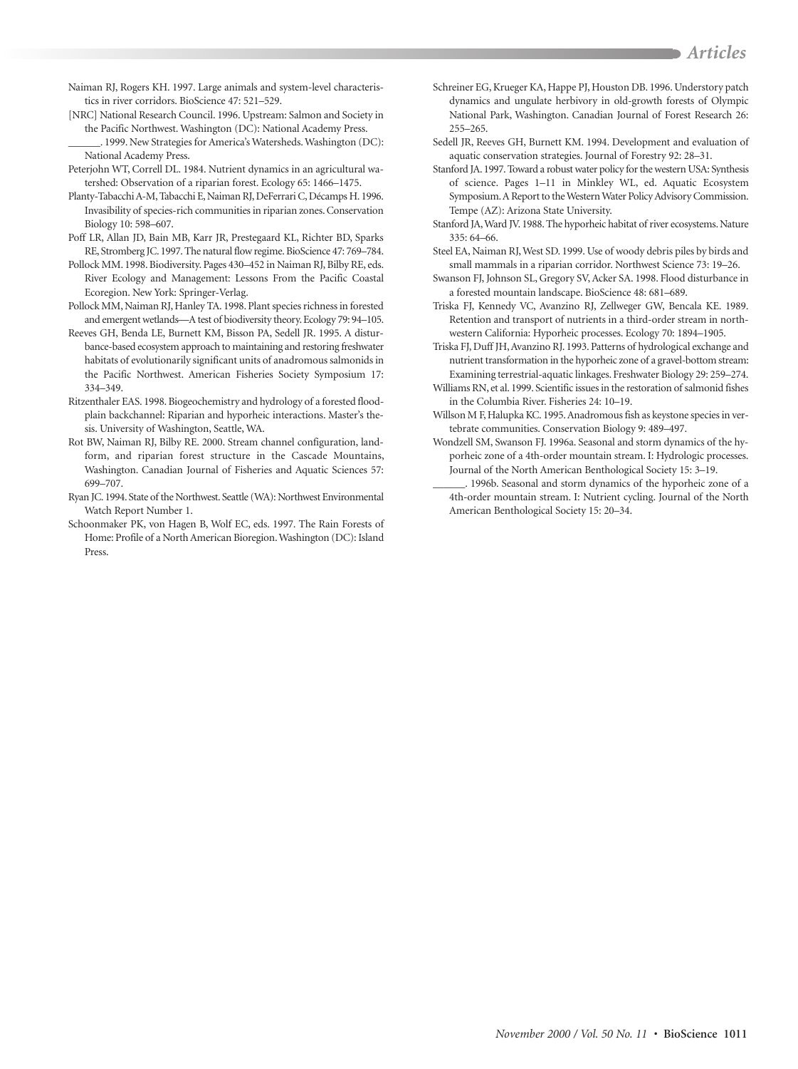Naiman RJ, Rogers KH. 1997. Large animals and system-level characteristics in river corridors. BioScience 47: 521–529.

[NRC] National Research Council. 1996. Upstream: Salmon and Society in the Pacific Northwest. Washington (DC): National Academy Press.

______. 1999. New Strategies for America's Watersheds. Washington (DC): National Academy Press.

Peterjohn WT, Correll DL. 1984. Nutrient dynamics in an agricultural watershed: Observation of a riparian forest. Ecology 65: 1466–1475.

Planty-Tabacchi A-M, Tabacchi E, Naiman RJ, DeFerrari C, Décamps H. 1996. Invasibility of species-rich communities in riparian zones. Conservation Biology 10: 598–607.

Poff LR, Allan JD, Bain MB, Karr JR, Prestegaard KL, Richter BD, Sparks RE, Stromberg JC. 1997. The natural flow regime. BioScience 47: 769–784.

Pollock MM. 1998. Biodiversity. Pages 430–452 in Naiman RJ, Bilby RE, eds. River Ecology and Management: Lessons From the Pacific Coastal Ecoregion. New York: Springer-Verlag.

Pollock MM, Naiman RJ, Hanley TA. 1998. Plant species richness in forested and emergent wetlands—A test of biodiversity theory. Ecology 79: 94–105.

Reeves GH, Benda LE, Burnett KM, Bisson PA, Sedell JR. 1995. A disturbance-based ecosystem approach to maintaining and restoring freshwater habitats of evolutionarily significant units of anadromous salmonids in the Pacific Northwest. American Fisheries Society Symposium 17: 334–349.

Ritzenthaler EAS. 1998. Biogeochemistry and hydrology of a forested floodplain backchannel: Riparian and hyporheic interactions. Master's thesis. University of Washington, Seattle, WA.

Rot BW, Naiman RJ, Bilby RE. 2000. Stream channel configuration, landform, and riparian forest structure in the Cascade Mountains, Washington. Canadian Journal of Fisheries and Aquatic Sciences 57: 699–707.

Ryan JC. 1994. State of the Northwest. Seattle (WA): Northwest Environmental Watch Report Number 1.

Schoonmaker PK, von Hagen B, Wolf EC, eds. 1997. The Rain Forests of Home: Profile of a North American Bioregion. Washington (DC): Island Press.

Schreiner EG, Krueger KA, Happe PJ, Houston DB. 1996. Understory patch dynamics and ungulate herbivory in old-growth forests of Olympic National Park, Washington. Canadian Journal of Forest Research 26: 255–265.

Sedell JR, Reeves GH, Burnett KM. 1994. Development and evaluation of aquatic conservation strategies. Journal of Forestry 92: 28–31.

Stanford JA. 1997. Toward a robust water policy for the western USA: Synthesis of science. Pages 1–11 in Minkley WL, ed. Aquatic Ecosystem Symposium. A Report to the Western Water Policy Advisory Commission. Tempe (AZ): Arizona State University.

Stanford JA, Ward JV. 1988. The hyporheic habitat of river ecosystems. Nature 335: 64–66.

Steel EA, Naiman RJ, West SD. 1999. Use of woody debris piles by birds and small mammals in a riparian corridor. Northwest Science 73: 19–26.

Swanson FJ, Johnson SL, Gregory SV, Acker SA. 1998. Flood disturbance in a forested mountain landscape. BioScience 48: 681–689.

Triska FJ, Kennedy VC, Avanzino RJ, Zellweger GW, Bencala KE. 1989. Retention and transport of nutrients in a third-order stream in northwestern California: Hyporheic processes. Ecology 70: 1894–1905.

Triska FJ, Duff JH, Avanzino RJ. 1993. Patterns of hydrological exchange and nutrient transformation in the hyporheic zone of a gravel-bottom stream: Examining terrestrial-aquatic linkages. Freshwater Biology 29: 259–274.

Williams RN, et al. 1999. Scientific issues in the restoration of salmonid fishes in the Columbia River. Fisheries 24: 10–19.

Willson M F, Halupka KC. 1995. Anadromous fish as keystone species in vertebrate communities. Conservation Biology 9: 489–497.

Wondzell SM, Swanson FJ. 1996a. Seasonal and storm dynamics of the hyporheic zone of a 4th-order mountain stream. I: Hydrologic processes. Journal of the North American Benthological Society 15: 3–19.

______. 1996b. Seasonal and storm dynamics of the hyporheic zone of a 4th-order mountain stream. I: Nutrient cycling. Journal of the North American Benthological Society 15: 20–34.